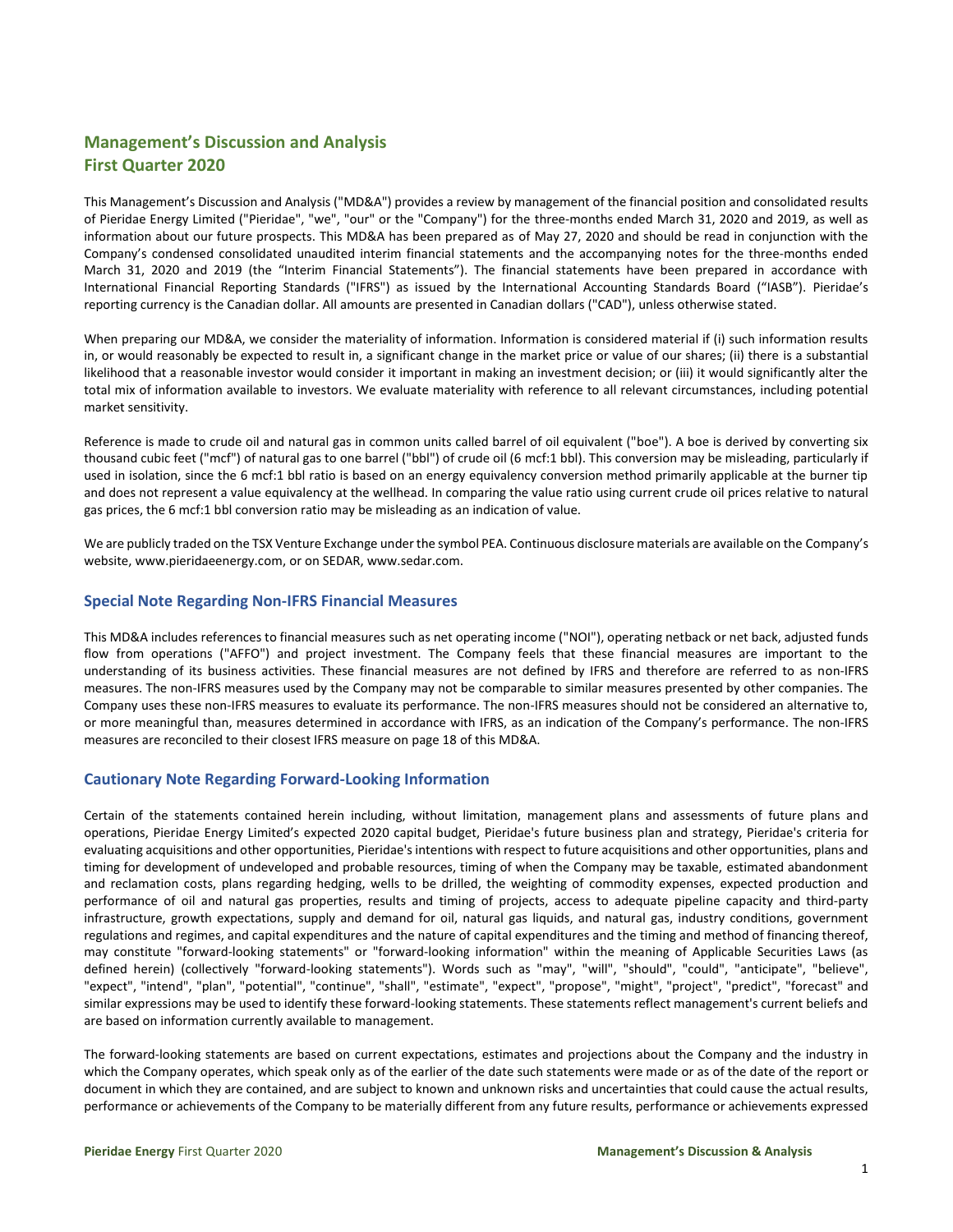# Management's Discussion and Analysis
# First Quarter 2020

This Management's Discussion and Analysis ("MD&A") provides a review by management of the financial position and consolidated results of Pieridae Energy Limited ("Pieridae", "we", "our" or the "Company") for the three-months ended March 31, 2020 and 2019, as well as information about our future prospects. This MD&A has been prepared as of May 27, 2020 and should be read in conjunction with the Company's condensed consolidated unaudited interim financial statements and the accompanying notes for the three-months ended March 31, 2020 and 2019 (the "Interim Financial Statements"). The financial statements have been prepared in accordance with International Financial Reporting Standards ("IFRS") as issued by the International Accounting Standards Board ("IASB"). Pieridae's reporting currency is the Canadian dollar. All amounts are presented in Canadian dollars ("CAD"), unless otherwise stated.

When preparing our MD&A, we consider the materiality of information. Information is considered material if (i) such information results in, or would reasonably be expected to result in, a significant change in the market price or value of our shares; (ii) there is a substantial likelihood that a reasonable investor would consider it important in making an investment decision; or (iii) it would significantly alter the total mix of information available to investors. We evaluate materiality with reference to all relevant circumstances, including potential market sensitivity.

Reference is made to crude oil and natural gas in common units called barrel of oil equivalent ("boe"). A boe is derived by converting six thousand cubic feet ("mcf") of natural gas to one barrel ("bbl") of crude oil (6 mcf:1 bbl). This conversion may be misleading, particularly if used in isolation, since the 6 mcf:1 bbl ratio is based on an energy equivalency conversion method primarily applicable at the burner tip and does not represent a value equivalency at the wellhead. In comparing the value ratio using current crude oil prices relative to natural gas prices, the 6 mcf:1 bbl conversion ratio may be misleading as an indication of value.

We are publicly traded on the TSX Venture Exchange under the symbol PEA. Continuous disclosure materials are available on the Company's website, www.pieridaeenergy.com, or on SEDAR, www.sedar.com.

## Special Note Regarding Non-IFRS Financial Measures

This MD&A includes references to financial measures such as net operating income ("NOI"), operating netback or net back, adjusted funds flow from operations ("AFFO") and project investment. The Company feels that these financial measures are important to the understanding of its business activities. These financial measures are not defined by IFRS and therefore are referred to as non-IFRS measures. The non-IFRS measures used by the Company may not be comparable to similar measures presented by other companies. The Company uses these non-IFRS measures to evaluate its performance. The non-IFRS measures should not be considered an alternative to, or more meaningful than, measures determined in accordance with IFRS, as an indication of the Company's performance. The non-IFRS measures are reconciled to their closest IFRS measure on page 18 of this MD&A.

## Cautionary Note Regarding Forward-Looking Information

Certain of the statements contained herein including, without limitation, management plans and assessments of future plans and operations, Pieridae Energy Limited's expected 2020 capital budget, Pieridae's future business plan and strategy, Pieridae's criteria for evaluating acquisitions and other opportunities, Pieridae's intentions with respect to future acquisitions and other opportunities, plans and timing for development of undeveloped and probable resources, timing of when the Company may be taxable, estimated abandonment and reclamation costs, plans regarding hedging, wells to be drilled, the weighting of commodity expenses, expected production and performance of oil and natural gas properties, results and timing of projects, access to adequate pipeline capacity and third-party infrastructure, growth expectations, supply and demand for oil, natural gas liquids, and natural gas, industry conditions, government regulations and regimes, and capital expenditures and the nature of capital expenditures and the timing and method of financing thereof, may constitute "forward-looking statements" or "forward-looking information" within the meaning of Applicable Securities Laws (as defined herein) (collectively "forward-looking statements"). Words such as "may", "will", "should", "could", "anticipate", "believe", "expect", "intend", "plan", "potential", "continue", "shall", "estimate", "expect", "propose", "might", "project", "predict", "forecast" and similar expressions may be used to identify these forward-looking statements. These statements reflect management's current beliefs and are based on information currently available to management.

The forward-looking statements are based on current expectations, estimates and projections about the Company and the industry in which the Company operates, which speak only as of the earlier of the date such statements were made or as of the date of the report or document in which they are contained, and are subject to known and unknown risks and uncertainties that could cause the actual results, performance or achievements of the Company to be materially different from any future results, performance or achievements expressed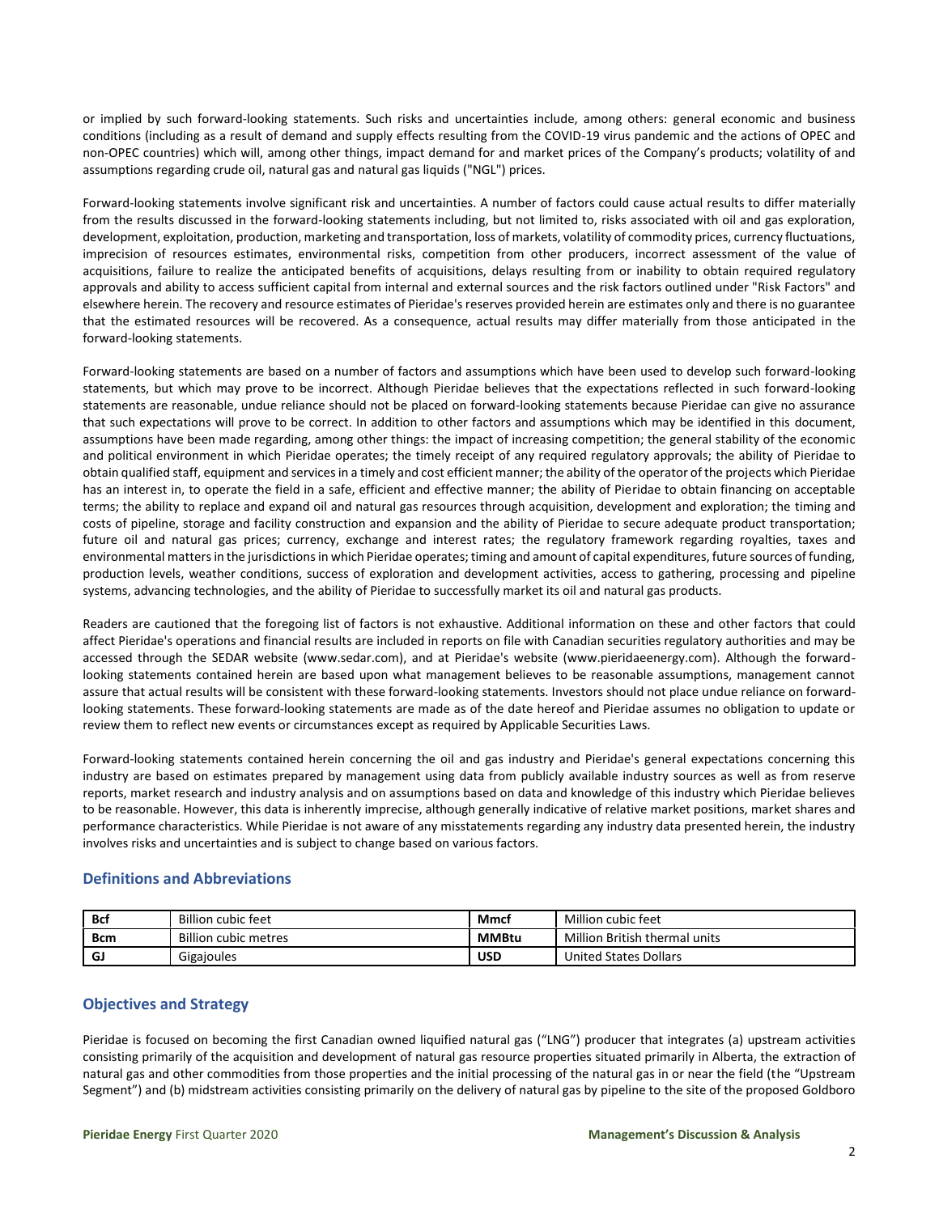or implied by such forward-looking statements. Such risks and uncertainties include, among others: general economic and business conditions (including as a result of demand and supply effects resulting from the COVID-19 virus pandemic and the actions of OPEC and non-OPEC countries) which will, among other things, impact demand for and market prices of the Company's products; volatility of and assumptions regarding crude oil, natural gas and natural gas liquids ("NGL") prices.

Forward-looking statements involve significant risk and uncertainties. A number of factors could cause actual results to differ materially from the results discussed in the forward-looking statements including, but not limited to, risks associated with oil and gas exploration, development, exploitation, production, marketing and transportation, loss of markets, volatility of commodity prices, currency fluctuations, imprecision of resources estimates, environmental risks, competition from other producers, incorrect assessment of the value of acquisitions, failure to realize the anticipated benefits of acquisitions, delays resulting from or inability to obtain required regulatory approvals and ability to access sufficient capital from internal and external sources and the risk factors outlined under "Risk Factors" and elsewhere herein. The recovery and resource estimates of Pieridae's reserves provided herein are estimates only and there is no guarantee that the estimated resources will be recovered. As a consequence, actual results may differ materially from those anticipated in the forward-looking statements.

Forward-looking statements are based on a number of factors and assumptions which have been used to develop such forward-looking statements, but which may prove to be incorrect. Although Pieridae believes that the expectations reflected in such forward-looking statements are reasonable, undue reliance should not be placed on forward-looking statements because Pieridae can give no assurance that such expectations will prove to be correct. In addition to other factors and assumptions which may be identified in this document, assumptions have been made regarding, among other things: the impact of increasing competition; the general stability of the economic and political environment in which Pieridae operates; the timely receipt of any required regulatory approvals; the ability of Pieridae to obtain qualified staff, equipment and services in a timely and cost efficient manner; the ability of the operator of the projects which Pieridae has an interest in, to operate the field in a safe, efficient and effective manner; the ability of Pieridae to obtain financing on acceptable terms; the ability to replace and expand oil and natural gas resources through acquisition, development and exploration; the timing and costs of pipeline, storage and facility construction and expansion and the ability of Pieridae to secure adequate product transportation; future oil and natural gas prices; currency, exchange and interest rates; the regulatory framework regarding royalties, taxes and environmental matters in the jurisdictions in which Pieridae operates; timing and amount of capital expenditures, future sources of funding, production levels, weather conditions, success of exploration and development activities, access to gathering, processing and pipeline systems, advancing technologies, and the ability of Pieridae to successfully market its oil and natural gas products.

Readers are cautioned that the foregoing list of factors is not exhaustive. Additional information on these and other factors that could affect Pieridae's operations and financial results are included in reports on file with Canadian securities regulatory authorities and may be accessed through the SEDAR website (www.sedar.com), and at Pieridae's website (www.pieridaeenergy.com). Although the forward-looking statements contained herein are based upon what management believes to be reasonable assumptions, management cannot assure that actual results will be consistent with these forward-looking statements. Investors should not place undue reliance on forward-looking statements. These forward-looking statements are made as of the date hereof and Pieridae assumes no obligation to update or review them to reflect new events or circumstances except as required by Applicable Securities Laws.

Forward-looking statements contained herein concerning the oil and gas industry and Pieridae's general expectations concerning this industry are based on estimates prepared by management using data from publicly available industry sources as well as from reserve reports, market research and industry analysis and on assumptions based on data and knowledge of this industry which Pieridae believes to be reasonable. However, this data is inherently imprecise, although generally indicative of relative market positions, market shares and performance characteristics. While Pieridae is not aware of any misstatements regarding any industry data presented herein, the industry involves risks and uncertainties and is subject to change based on various factors.

## Definitions and Abbreviations

| | | | |
|---|---|---|---|
| **Bcf** | Billion cubic feet | **Mmcf** | Million cubic feet |
| **Bcm** | Billion cubic metres | **MMBtu** | Million British thermal units |
| **GJ** | Gigajoules | **USD** | United States Dollars |

## Objectives and Strategy

Pieridae is focused on becoming the first Canadian owned liquified natural gas ("LNG") producer that integrates (a) upstream activities consisting primarily of the acquisition and development of natural gas resource properties situated primarily in Alberta, the extraction of natural gas and other commodities from those properties and the initial processing of the natural gas in or near the field (the "Upstream Segment") and (b) midstream activities consisting primarily on the delivery of natural gas by pipeline to the site of the proposed Goldboro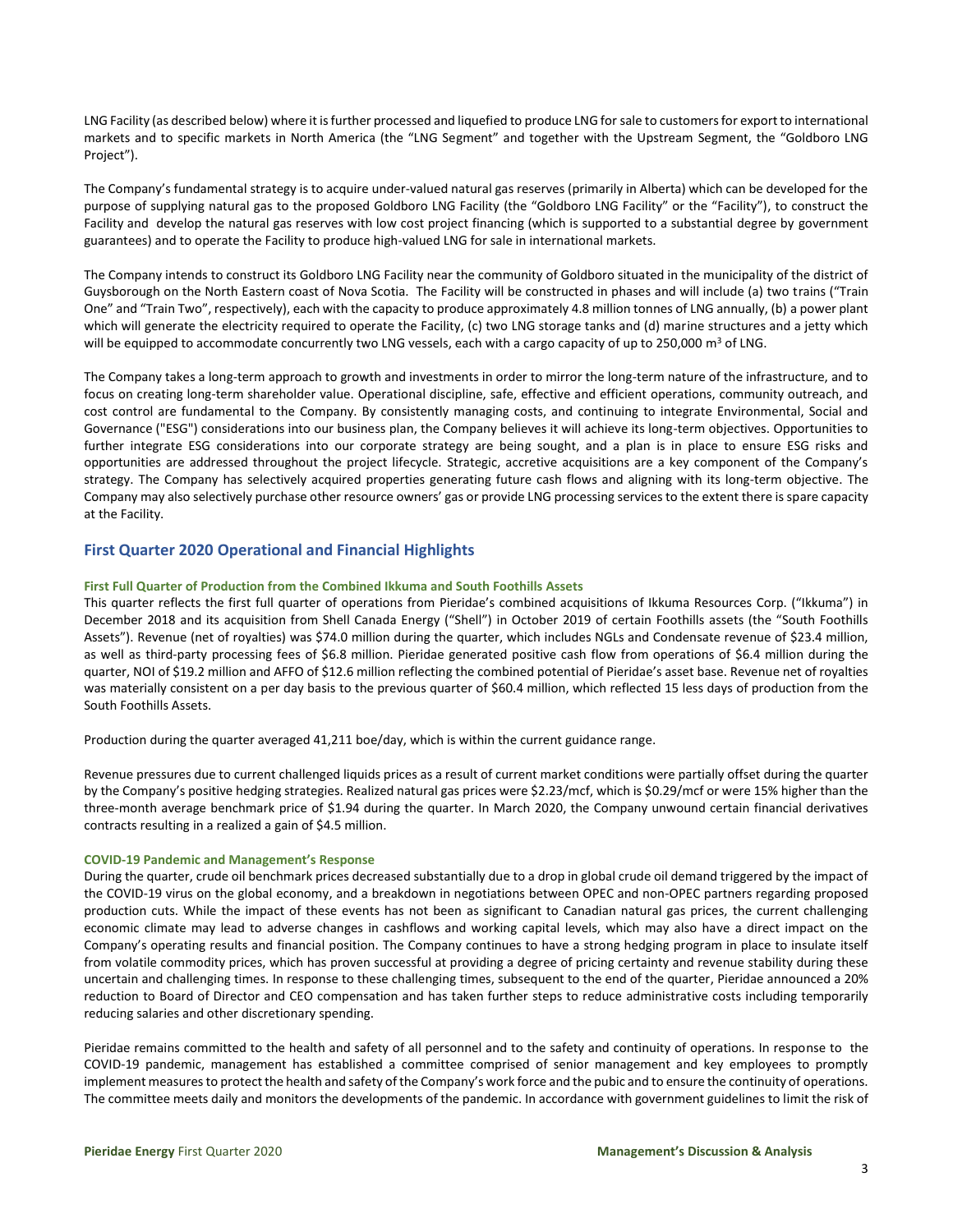LNG Facility (as described below) where it is further processed and liquefied to produce LNG for sale to customers for export to international markets and to specific markets in North America (the "LNG Segment" and together with the Upstream Segment, the "Goldboro LNG Project").

The Company's fundamental strategy is to acquire under-valued natural gas reserves (primarily in Alberta) which can be developed for the purpose of supplying natural gas to the proposed Goldboro LNG Facility (the "Goldboro LNG Facility" or the "Facility"), to construct the Facility and develop the natural gas reserves with low cost project financing (which is supported to a substantial degree by government guarantees) and to operate the Facility to produce high-valued LNG for sale in international markets.

The Company intends to construct its Goldboro LNG Facility near the community of Goldboro situated in the municipality of the district of Guysborough on the North Eastern coast of Nova Scotia. The Facility will be constructed in phases and will include (a) two trains ("Train One" and "Train Two", respectively), each with the capacity to produce approximately 4.8 million tonnes of LNG annually, (b) a power plant which will generate the electricity required to operate the Facility, (c) two LNG storage tanks and (d) marine structures and a jetty which will be equipped to accommodate concurrently two LNG vessels, each with a cargo capacity of up to 250,000 $m^3$ of LNG.

The Company takes a long-term approach to growth and investments in order to mirror the long-term nature of the infrastructure, and to focus on creating long-term shareholder value. Operational discipline, safe, effective and efficient operations, community outreach, and cost control are fundamental to the Company. By consistently managing costs, and continuing to integrate Environmental, Social and Governance ("ESG") considerations into our business plan, the Company believes it will achieve its long-term objectives. Opportunities to further integrate ESG considerations into our corporate strategy are being sought, and a plan is in place to ensure ESG risks and opportunities are addressed throughout the project lifecycle. Strategic, accretive acquisitions are a key component of the Company's strategy. The Company has selectively acquired properties generating future cash flows and aligning with its long-term objective. The Company may also selectively purchase other resource owners' gas or provide LNG processing services to the extent there is spare capacity at the Facility.

## First Quarter 2020 Operational and Financial Highlights

#### First Full Quarter of Production from the Combined Ikkuma and South Foothills Assets

This quarter reflects the first full quarter of operations from Pieridae's combined acquisitions of Ikkuma Resources Corp. ("Ikkuma") in December 2018 and its acquisition from Shell Canada Energy ("Shell") in October 2019 of certain Foothills assets (the "South Foothills Assets"). Revenue (net of royalties) was $74.0 million during the quarter, which includes NGLs and Condensate revenue of $23.4 million, as well as third-party processing fees of $6.8 million. Pieridae generated positive cash flow from operations of $6.4 million during the quarter, NOI of $19.2 million and AFFO of $12.6 million reflecting the combined potential of Pieridae's asset base. Revenue net of royalties was materially consistent on a per day basis to the previous quarter of $60.4 million, which reflected 15 less days of production from the South Foothills Assets.

Production during the quarter averaged 41,211 boe/day, which is within the current guidance range.

Revenue pressures due to current challenged liquids prices as a result of current market conditions were partially offset during the quarter by the Company's positive hedging strategies. Realized natural gas prices were $2.23/mcf, which is $0.29/mcf or were 15% higher than the three-month average benchmark price of $1.94 during the quarter. In March 2020, the Company unwound certain financial derivatives contracts resulting in a realized a gain of $4.5 million.

#### COVID-19 Pandemic and Management's Response

During the quarter, crude oil benchmark prices decreased substantially due to a drop in global crude oil demand triggered by the impact of the COVID-19 virus on the global economy, and a breakdown in negotiations between OPEC and non-OPEC partners regarding proposed production cuts. While the impact of these events has not been as significant to Canadian natural gas prices, the current challenging economic climate may lead to adverse changes in cashflows and working capital levels, which may also have a direct impact on the Company's operating results and financial position. The Company continues to have a strong hedging program in place to insulate itself from volatile commodity prices, which has proven successful at providing a degree of pricing certainty and revenue stability during these uncertain and challenging times. In response to these challenging times, subsequent to the end of the quarter, Pieridae announced a 20% reduction to Board of Director and CEO compensation and has taken further steps to reduce administrative costs including temporarily reducing salaries and other discretionary spending.

Pieridae remains committed to the health and safety of all personnel and to the safety and continuity of operations. In response to the COVID-19 pandemic, management has established a committee comprised of senior management and key employees to promptly implement measures to protect the health and safety of the Company's work force and the pubic and to ensure the continuity of operations. The committee meets daily and monitors the developments of the pandemic. In accordance with government guidelines to limit the risk of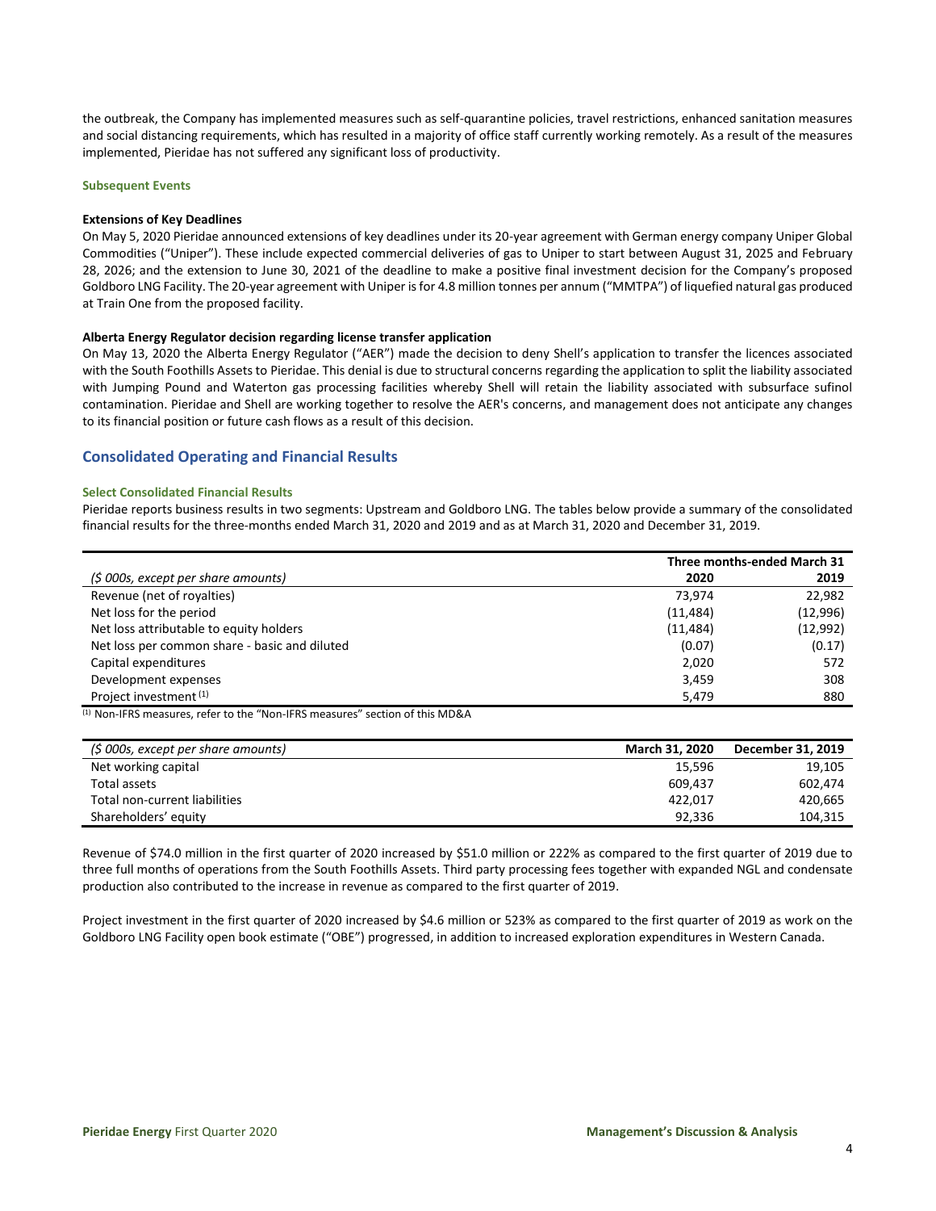the outbreak, the Company has implemented measures such as self-quarantine policies, travel restrictions, enhanced sanitation measures and social distancing requirements, which has resulted in a majority of office staff currently working remotely. As a result of the measures implemented, Pieridae has not suffered any significant loss of productivity.

### Subsequent Events

**Extensions of Key Deadlines**

On May 5, 2020 Pieridae announced extensions of key deadlines under its 20-year agreement with German energy company Uniper Global Commodities ("Uniper"). These include expected commercial deliveries of gas to Uniper to start between August 31, 2025 and February 28, 2026; and the extension to June 30, 2021 of the deadline to make a positive final investment decision for the Company's proposed Goldboro LNG Facility. The 20-year agreement with Uniper is for 4.8 million tonnes per annum ("MMTPA") of liquefied natural gas produced at Train One from the proposed facility.

**Alberta Energy Regulator decision regarding license transfer application**

On May 13, 2020 the Alberta Energy Regulator ("AER") made the decision to deny Shell's application to transfer the licences associated with the South Foothills Assets to Pieridae. This denial is due to structural concerns regarding the application to split the liability associated with Jumping Pound and Waterton gas processing facilities whereby Shell will retain the liability associated with subsurface sufinol contamination. Pieridae and Shell are working together to resolve the AER's concerns, and management does not anticipate any changes to its financial position or future cash flows as a result of this decision.

## Consolidated Operating and Financial Results

### Select Consolidated Financial Results

Pieridae reports business results in two segments: Upstream and Goldboro LNG. The tables below provide a summary of the consolidated financial results for the three-months ended March 31, 2020 and 2019 and as at March 31, 2020 and December 31, 2019.

| | Three months-ended March 31 | |
|---|---|---|
| *($ 000s, except per share amounts)* | **2020** | **2019** |
| Revenue (net of royalties) | 73,974 | 22,982 |
| Net loss for the period | (11,484) | (12,996) |
| Net loss attributable to equity holders | (11,484) | (12,992) |
| Net loss per common share - basic and diluted | (0.07) | (0.17) |
| Capital expenditures | 2,020 | 572 |
| Development expenses | 3,459 | 308 |
| Project investment [1] | 5,479 | 880 |

[1] Non-IFRS measures, refer to the "Non-IFRS measures" section of this MD&A

| *($ 000s, except per share amounts)* | **March 31, 2020** | **December 31, 2019** |
|---|---|---|
| Net working capital | 15,596 | 19,105 |
| Total assets | 609,437 | 602,474 |
| Total non-current liabilities | 422,017 | 420,665 |
| Shareholders' equity | 92,336 | 104,315 |

Revenue of $74.0 million in the first quarter of 2020 increased by $51.0 million or 222% as compared to the first quarter of 2019 due to three full months of operations from the South Foothills Assets. Third party processing fees together with expanded NGL and condensate production also contributed to the increase in revenue as compared to the first quarter of 2019.

Project investment in the first quarter of 2020 increased by $4.6 million or 523% as compared to the first quarter of 2019 as work on the Goldboro LNG Facility open book estimate ("OBE") progressed, in addition to increased exploration expenditures in Western Canada.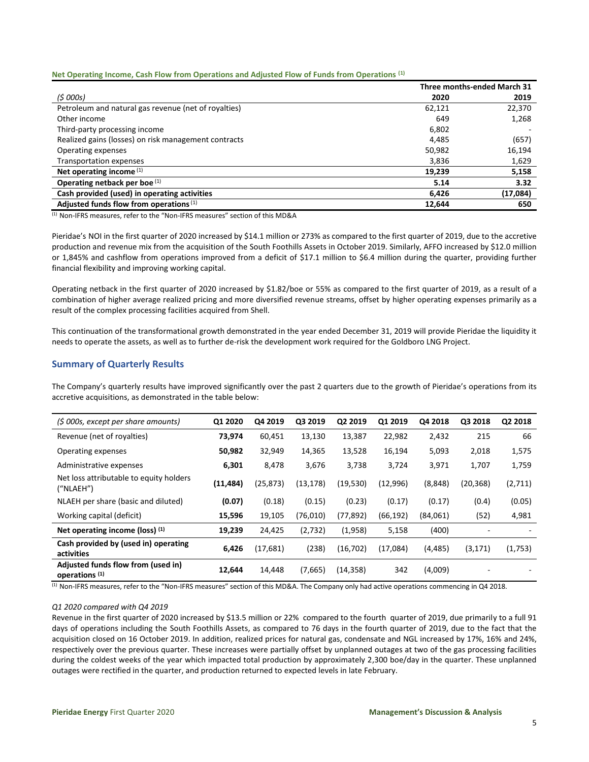**Net Operating Income, Cash Flow from Operations and Adjusted Flow of Funds from Operations [(1)]**

| | Three months-ended March 31 | |
|---|---|---|
| *($ 000s)* | **2020** | **2019** |
| Petroleum and natural gas revenue (net of royalties) | 62,121 | 22,370 |
| Other income | 649 | 1,268 |
| Third-party processing income | 6,802 | - |
| Realized gains (losses) on risk management contracts | 4,485 | (657) |
| Operating expenses | 50,982 | 16,194 |
| Transportation expenses | 3,836 | 1,629 |
| **Net operating income** [(1)] | **19,239** | **5,158** |
| **Operating netback per boe** [(1)] | **5.14** | **3.32** |
| **Cash provided (used) in operating activities** | **6,426** | **(17,084)** |
| **Adjusted funds flow from operations** [(1)] | **12,644** | **650** |

[(1)] Non-IFRS measures, refer to the "Non-IFRS measures" section of this MD&A

Pieridae's NOI in the first quarter of 2020 increased by $14.1 million or 273% as compared to the first quarter of 2019, due to the accretive production and revenue mix from the acquisition of the South Foothills Assets in October 2019. Similarly, AFFO increased by $12.0 million or 1,845% and cashflow from operations improved from a deficit of $17.1 million to $6.4 million during the quarter, providing further financial flexibility and improving working capital.

Operating netback in the first quarter of 2020 increased by $1.82/boe or 55% as compared to the first quarter of 2019, as a result of a combination of higher average realized pricing and more diversified revenue streams, offset by higher operating expenses primarily as a result of the complex processing facilities acquired from Shell.

This continuation of the transformational growth demonstrated in the year ended December 31, 2019 will provide Pieridae the liquidity it needs to operate the assets, as well as to further de-risk the development work required for the Goldboro LNG Project.

## Summary of Quarterly Results

The Company's quarterly results have improved significantly over the past 2 quarters due to the growth of Pieridae's operations from its accretive acquisitions, as demonstrated in the table below:

| *($ 000s, except per share amounts)* | Q1 2020 | Q4 2019 | Q3 2019 | Q2 2019 | Q1 2019 | Q4 2018 | Q3 2018 | Q2 2018 |
|---|---|---|---|---|---|---|---|---|
| Revenue (net of royalties) | **73,974** | 60,451 | 13,130 | 13,387 | 22,982 | 2,432 | 215 | 66 |
| Operating expenses | **50,982** | 32,949 | 14,365 | 13,528 | 16,194 | 5,093 | 2,018 | 1,575 |
| Administrative expenses | **6,301** | 8,478 | 3,676 | 3,738 | 3,724 | 3,971 | 1,707 | 1,759 |
| Net loss attributable to equity holders ("NLAEH") | **(11,484)** | (25,873) | (13,178) | (19,530) | (12,996) | (8,848) | (20,368) | (2,711) |
| NLAEH per share (basic and diluted) | **(0.07)** | (0.18) | (0.15) | (0.23) | (0.17) | (0.17) | (0.4) | (0.05) |
| Working capital (deficit) | **15,596** | 19,105 | (76,010) | (77,892) | (66,192) | (84,061) | (52) | 4,981 |
| **Net operating income (loss) [(1)]** | **19,239** | 24,425 | (2,732) | (1,958) | 5,158 | (400) | - | - |
| **Cash provided by (used in) operating activities** | **6,426** | (17,681) | (238) | (16,702) | (17,084) | (4,485) | (3,171) | (1,753) |
| **Adjusted funds flow from (used in) operations [(1)]** | **12,644** | 14,448 | (7,665) | (14,358) | 342 | (4,009) | - | - |

[(1)] Non-IFRS measures, refer to the "Non-IFRS measures" section of this MD&A. The Company only had active operations commencing in Q4 2018.

*Q1 2020 compared with Q4 2019*

Revenue in the first quarter of 2020 increased by $13.5 million or 22% compared to the fourth quarter of 2019, due primarily to a full 91 days of operations including the South Foothills Assets, as compared to 76 days in the fourth quarter of 2019, due to the fact that the acquisition closed on 16 October 2019. In addition, realized prices for natural gas, condensate and NGL increased by 17%, 16% and 24%, respectively over the previous quarter. These increases were partially offset by unplanned outages at two of the gas processing facilities during the coldest weeks of the year which impacted total production by approximately 2,300 boe/day in the quarter. These unplanned outages were rectified in the quarter, and production returned to expected levels in late February.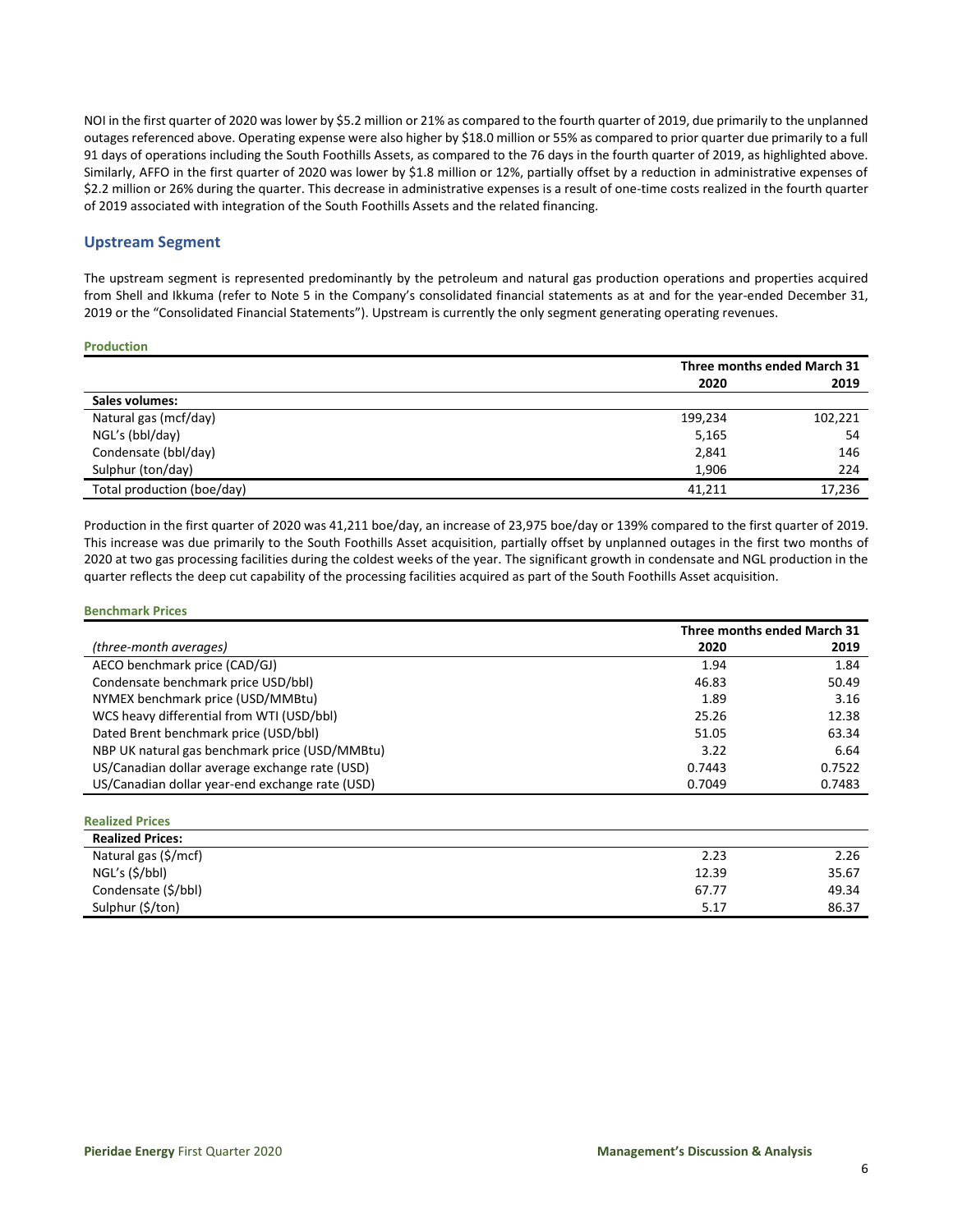NOI in the first quarter of 2020 was lower by $5.2 million or 21% as compared to the fourth quarter of 2019, due primarily to the unplanned outages referenced above. Operating expense were also higher by $18.0 million or 55% as compared to prior quarter due primarily to a full 91 days of operations including the South Foothills Assets, as compared to the 76 days in the fourth quarter of 2019, as highlighted above. Similarly, AFFO in the first quarter of 2020 was lower by $1.8 million or 12%, partially offset by a reduction in administrative expenses of $2.2 million or 26% during the quarter. This decrease in administrative expenses is a result of one-time costs realized in the fourth quarter of 2019 associated with integration of the South Foothills Assets and the related financing.

## Upstream Segment

The upstream segment is represented predominantly by the petroleum and natural gas production operations and properties acquired from Shell and Ikkuma (refer to Note 5 in the Company's consolidated financial statements as at and for the year-ended December 31, 2019 or the "Consolidated Financial Statements"). Upstream is currently the only segment generating operating revenues.

### Production

| | Three months ended March 31 | |
|---|---|---|
| | **2020** | **2019** |
| **Sales volumes:** | | |
| Natural gas (mcf/day) | 199,234 | 102,221 |
| NGL's (bbl/day) | 5,165 | 54 |
| Condensate (bbl/day) | 2,841 | 146 |
| Sulphur (ton/day) | 1,906 | 224 |
| Total production (boe/day) | 41,211 | 17,236 |

Production in the first quarter of 2020 was 41,211 boe/day, an increase of 23,975 boe/day or 139% compared to the first quarter of 2019. This increase was due primarily to the South Foothills Asset acquisition, partially offset by unplanned outages in the first two months of 2020 at two gas processing facilities during the coldest weeks of the year. The significant growth in condensate and NGL production in the quarter reflects the deep cut capability of the processing facilities acquired as part of the South Foothills Asset acquisition.

### Benchmark Prices

| | Three months ended March 31 | |
|---|---|---|
| *(three-month averages)* | **2020** | **2019** |
| AECO benchmark price (CAD/GJ) | 1.94 | 1.84 |
| Condensate benchmark price USD/bbl) | 46.83 | 50.49 |
| NYMEX benchmark price (USD/MMBtu) | 1.89 | 3.16 |
| WCS heavy differential from WTI (USD/bbl) | 25.26 | 12.38 |
| Dated Brent benchmark price (USD/bbl) | 51.05 | 63.34 |
| NBP UK natural gas benchmark price (USD/MMBtu) | 3.22 | 6.64 |
| US/Canadian dollar average exchange rate (USD) | 0.7443 | 0.7522 |
| US/Canadian dollar year-end exchange rate (USD) | 0.7049 | 0.7483 |

### Realized Prices

| **Realized Prices:** | | |
|---|---|---|
| Natural gas ($/mcf) | 2.23 | 2.26 |
| NGL's ($/bbl) | 12.39 | 35.67 |
| Condensate ($/bbl) | 67.77 | 49.34 |
| Sulphur ($/ton) | 5.17 | 86.37 |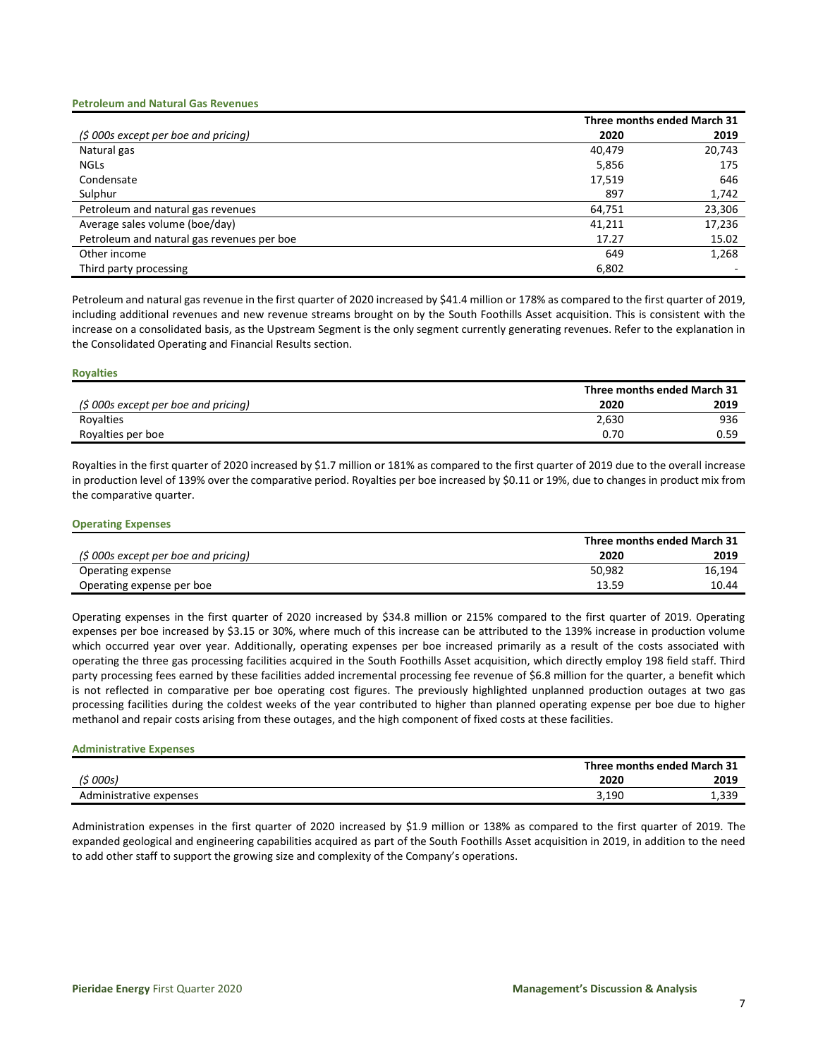### Petroleum and Natural Gas Revenues

| | Three months ended March 31 | |
|---|---|---|
| *($ 000s except per boe and pricing)* | **2020** | **2019** |
| Natural gas | 40,479 | 20,743 |
| NGLs | 5,856 | 175 |
| Condensate | 17,519 | 646 |
| Sulphur | 897 | 1,742 |
| Petroleum and natural gas revenues | 64,751 | 23,306 |
| Average sales volume (boe/day) | 41,211 | 17,236 |
| Petroleum and natural gas revenues per boe | 17.27 | 15.02 |
| Other income | 649 | 1,268 |
| Third party processing | 6,802 | - |

Petroleum and natural gas revenue in the first quarter of 2020 increased by $41.4 million or 178% as compared to the first quarter of 2019, including additional revenues and new revenue streams brought on by the South Foothills Asset acquisition. This is consistent with the increase on a consolidated basis, as the Upstream Segment is the only segment currently generating revenues. Refer to the explanation in the Consolidated Operating and Financial Results section.

### Royalties

| | Three months ended March 31 | |
|---|---|---|
| *($ 000s except per boe and pricing)* | **2020** | **2019** |
| Royalties | 2,630 | 936 |
| Royalties per boe | 0.70 | 0.59 |

Royalties in the first quarter of 2020 increased by $1.7 million or 181% as compared to the first quarter of 2019 due to the overall increase in production level of 139% over the comparative period. Royalties per boe increased by $0.11 or 19%, due to changes in product mix from the comparative quarter.

### Operating Expenses

| | Three months ended March 31 | |
|---|---|---|
| *($ 000s except per boe and pricing)* | **2020** | **2019** |
| Operating expense | 50,982 | 16,194 |
| Operating expense per boe | 13.59 | 10.44 |

Operating expenses in the first quarter of 2020 increased by $34.8 million or 215% compared to the first quarter of 2019. Operating expenses per boe increased by $3.15 or 30%, where much of this increase can be attributed to the 139% increase in production volume which occurred year over year. Additionally, operating expenses per boe increased primarily as a result of the costs associated with operating the three gas processing facilities acquired in the South Foothills Asset acquisition, which directly employ 198 field staff. Third party processing fees earned by these facilities added incremental processing fee revenue of $6.8 million for the quarter, a benefit which is not reflected in comparative per boe operating cost figures. The previously highlighted unplanned production outages at two gas processing facilities during the coldest weeks of the year contributed to higher than planned operating expense per boe due to higher methanol and repair costs arising from these outages, and the high component of fixed costs at these facilities.

### Administrative Expenses

| | Three months ended March 31 | |
|---|---|---|
| *($ 000s)* | **2020** | **2019** |
| Administrative expenses | 3,190 | 1,339 |

Administration expenses in the first quarter of 2020 increased by $1.9 million or 138% as compared to the first quarter of 2019. The expanded geological and engineering capabilities acquired as part of the South Foothills Asset acquisition in 2019, in addition to the need to add other staff to support the growing size and complexity of the Company's operations.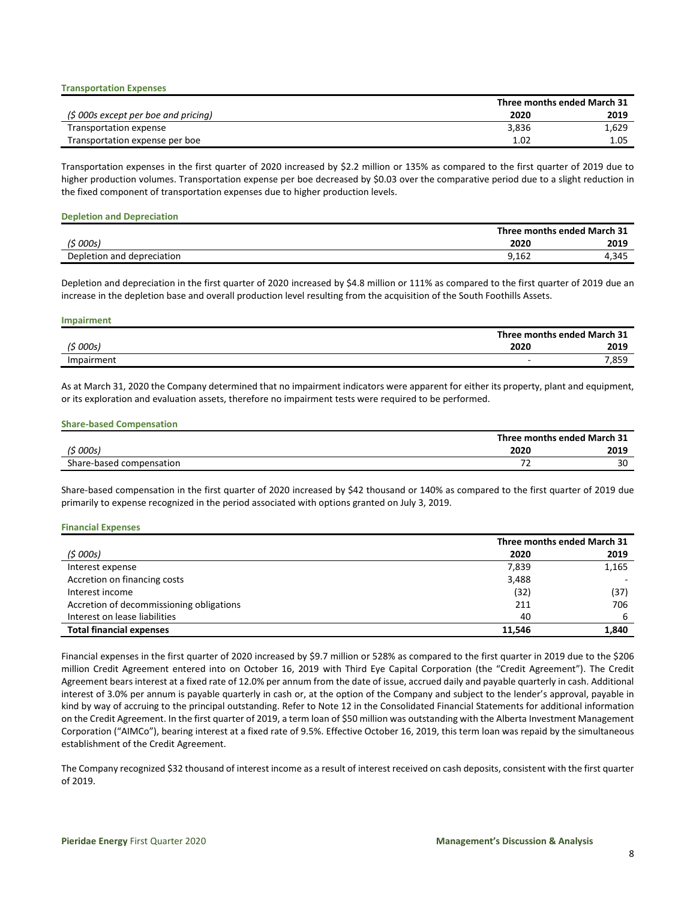### Transportation Expenses

| *($ 000s except per boe and pricing)* | Three months ended March 31 | |
|---|---|---|
| | **2020** | **2019** |
| Transportation expense | 3,836 | 1,629 |
| Transportation expense per boe | 1.02 | 1.05 |

Transportation expenses in the first quarter of 2020 increased by $2.2 million or 135% as compared to the first quarter of 2019 due to higher production volumes. Transportation expense per boe decreased by $0.03 over the comparative period due to a slight reduction in the fixed component of transportation expenses due to higher production levels.

### Depletion and Depreciation

| *($ 000s)* | Three months ended March 31 | |
|---|---|---|
| | **2020** | **2019** |
| Depletion and depreciation | 9,162 | 4,345 |

Depletion and depreciation in the first quarter of 2020 increased by $4.8 million or 111% as compared to the first quarter of 2019 due an increase in the depletion base and overall production level resulting from the acquisition of the South Foothills Assets.

### Impairment

| *($ 000s)* | Three months ended March 31 | |
|---|---|---|
| | **2020** | **2019** |
| Impairment | - | 7,859 |

As at March 31, 2020 the Company determined that no impairment indicators were apparent for either its property, plant and equipment, or its exploration and evaluation assets, therefore no impairment tests were required to be performed.

### Share-based Compensation

| *($ 000s)* | Three months ended March 31 | |
|---|---|---|
| | **2020** | **2019** |
| Share-based compensation | 72 | 30 |

Share-based compensation in the first quarter of 2020 increased by $42 thousand or 140% as compared to the first quarter of 2019 due primarily to expense recognized in the period associated with options granted on July 3, 2019.

### Financial Expenses

| *($ 000s)* | Three months ended March 31 | |
|---|---|---|
| | **2020** | **2019** |
| Interest expense | 7,839 | 1,165 |
| Accretion on financing costs | 3,488 | - |
| Interest income | (32) | (37) |
| Accretion of decommissioning obligations | 211 | 706 |
| Interest on lease liabilities | 40 | 6 |
| **Total financial expenses** | **11,546** | **1,840** |

Financial expenses in the first quarter of 2020 increased by $9.7 million or 528% as compared to the first quarter in 2019 due to the $206 million Credit Agreement entered into on October 16, 2019 with Third Eye Capital Corporation (the "Credit Agreement"). The Credit Agreement bears interest at a fixed rate of 12.0% per annum from the date of issue, accrued daily and payable quarterly in cash. Additional interest of 3.0% per annum is payable quarterly in cash or, at the option of the Company and subject to the lender's approval, payable in kind by way of accruing to the principal outstanding. Refer to Note 12 in the Consolidated Financial Statements for additional information on the Credit Agreement. In the first quarter of 2019, a term loan of $50 million was outstanding with the Alberta Investment Management Corporation ("AIMCo"), bearing interest at a fixed rate of 9.5%. Effective October 16, 2019, this term loan was repaid by the simultaneous establishment of the Credit Agreement.

The Company recognized $32 thousand of interest income as a result of interest received on cash deposits, consistent with the first quarter of 2019.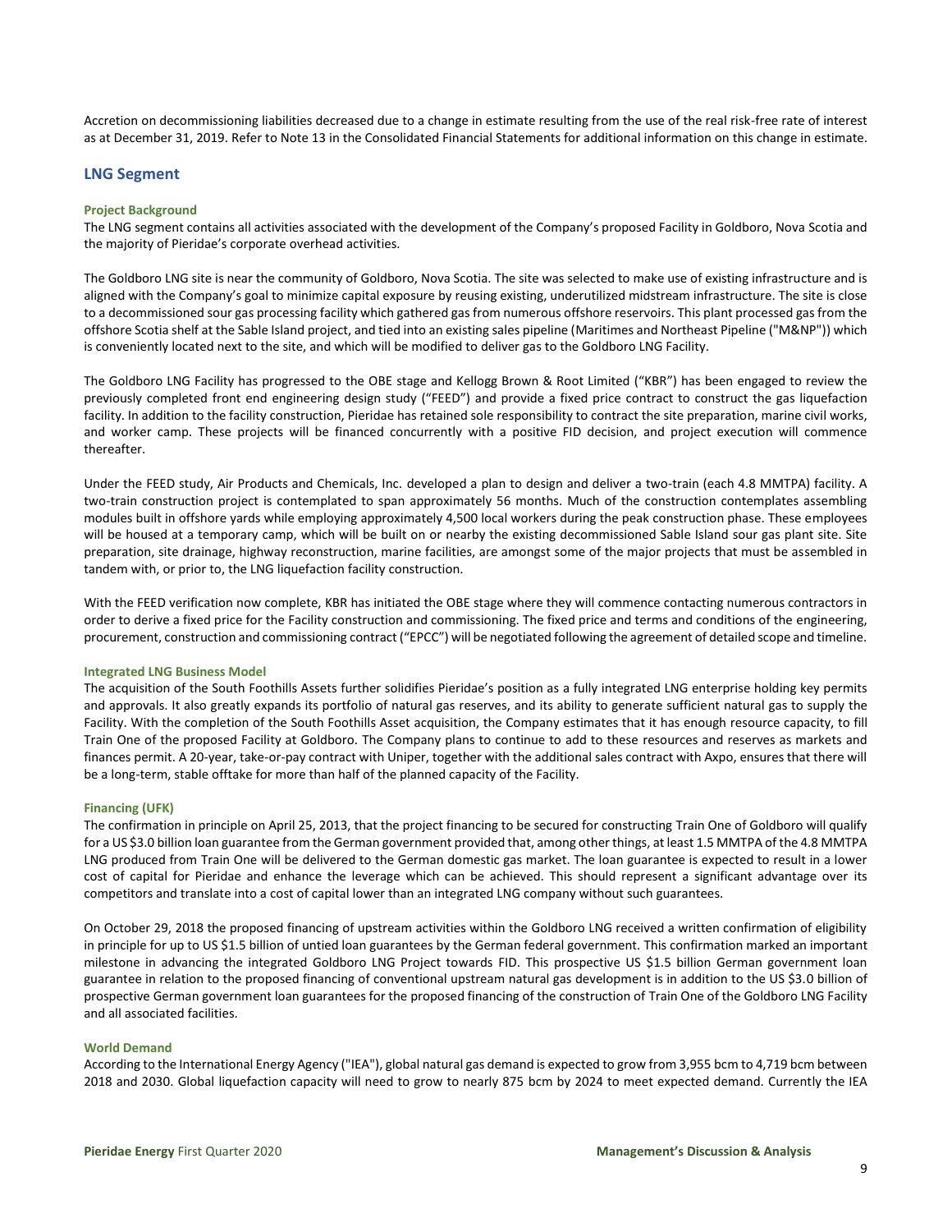Accretion on decommissioning liabilities decreased due to a change in estimate resulting from the use of the real risk-free rate of interest as at December 31, 2019. Refer to Note 13 in the Consolidated Financial Statements for additional information on this change in estimate.

## LNG Segment

### Project Background

The LNG segment contains all activities associated with the development of the Company's proposed Facility in Goldboro, Nova Scotia and the majority of Pieridae's corporate overhead activities.

The Goldboro LNG site is near the community of Goldboro, Nova Scotia. The site was selected to make use of existing infrastructure and is aligned with the Company's goal to minimize capital exposure by reusing existing, underutilized midstream infrastructure. The site is close to a decommissioned sour gas processing facility which gathered gas from numerous offshore reservoirs. This plant processed gas from the offshore Scotia shelf at the Sable Island project, and tied into an existing sales pipeline (Maritimes and Northeast Pipeline ("M&NP")) which is conveniently located next to the site, and which will be modified to deliver gas to the Goldboro LNG Facility.

The Goldboro LNG Facility has progressed to the OBE stage and Kellogg Brown & Root Limited ("KBR") has been engaged to review the previously completed front end engineering design study ("FEED") and provide a fixed price contract to construct the gas liquefaction facility. In addition to the facility construction, Pieridae has retained sole responsibility to contract the site preparation, marine civil works, and worker camp. These projects will be financed concurrently with a positive FID decision, and project execution will commence thereafter.

Under the FEED study, Air Products and Chemicals, Inc. developed a plan to design and deliver a two-train (each 4.8 MMTPA) facility. A two-train construction project is contemplated to span approximately 56 months. Much of the construction contemplates assembling modules built in offshore yards while employing approximately 4,500 local workers during the peak construction phase. These employees will be housed at a temporary camp, which will be built on or nearby the existing decommissioned Sable Island sour gas plant site. Site preparation, site drainage, highway reconstruction, marine facilities, are amongst some of the major projects that must be assembled in tandem with, or prior to, the LNG liquefaction facility construction.

With the FEED verification now complete, KBR has initiated the OBE stage where they will commence contacting numerous contractors in order to derive a fixed price for the Facility construction and commissioning. The fixed price and terms and conditions of the engineering, procurement, construction and commissioning contract ("EPCC") will be negotiated following the agreement of detailed scope and timeline.

### Integrated LNG Business Model

The acquisition of the South Foothills Assets further solidifies Pieridae's position as a fully integrated LNG enterprise holding key permits and approvals. It also greatly expands its portfolio of natural gas reserves, and its ability to generate sufficient natural gas to supply the Facility. With the completion of the South Foothills Asset acquisition, the Company estimates that it has enough resource capacity, to fill Train One of the proposed Facility at Goldboro. The Company plans to continue to add to these resources and reserves as markets and finances permit. A 20-year, take-or-pay contract with Uniper, together with the additional sales contract with Axpo, ensures that there will be a long-term, stable offtake for more than half of the planned capacity of the Facility.

### Financing (UFK)

The confirmation in principle on April 25, 2013, that the project financing to be secured for constructing Train One of Goldboro will qualify for a US $3.0 billion loan guarantee from the German government provided that, among other things, at least 1.5 MMTPA of the 4.8 MMTPA LNG produced from Train One will be delivered to the German domestic gas market. The loan guarantee is expected to result in a lower cost of capital for Pieridae and enhance the leverage which can be achieved. This should represent a significant advantage over its competitors and translate into a cost of capital lower than an integrated LNG company without such guarantees.

On October 29, 2018 the proposed financing of upstream activities within the Goldboro LNG received a written confirmation of eligibility in principle for up to US $1.5 billion of untied loan guarantees by the German federal government. This confirmation marked an important milestone in advancing the integrated Goldboro LNG Project towards FID. This prospective US $1.5 billion German government loan guarantee in relation to the proposed financing of conventional upstream natural gas development is in addition to the US $3.0 billion of prospective German government loan guarantees for the proposed financing of the construction of Train One of the Goldboro LNG Facility and all associated facilities.

### World Demand

According to the International Energy Agency ("IEA"), global natural gas demand is expected to grow from 3,955 bcm to 4,719 bcm between 2018 and 2030. Global liquefaction capacity will need to grow to nearly 875 bcm by 2024 to meet expected demand. Currently the IEA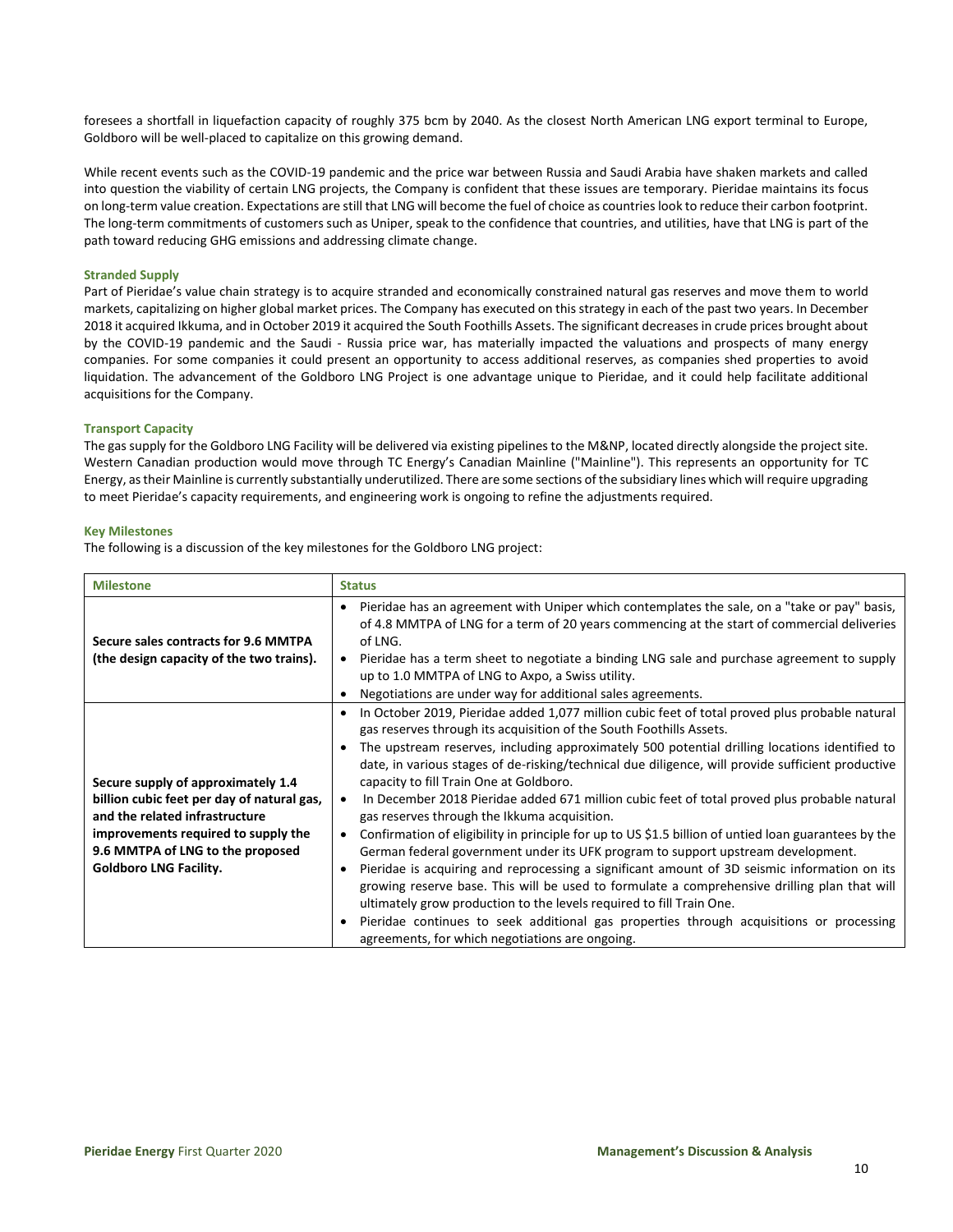foresees a shortfall in liquefaction capacity of roughly 375 bcm by 2040. As the closest North American LNG export terminal to Europe, Goldboro will be well-placed to capitalize on this growing demand.

While recent events such as the COVID-19 pandemic and the price war between Russia and Saudi Arabia have shaken markets and called into question the viability of certain LNG projects, the Company is confident that these issues are temporary. Pieridae maintains its focus on long-term value creation. Expectations are still that LNG will become the fuel of choice as countries look to reduce their carbon footprint. The long-term commitments of customers such as Uniper, speak to the confidence that countries, and utilities, have that LNG is part of the path toward reducing GHG emissions and addressing climate change.

### Stranded Supply

Part of Pieridae's value chain strategy is to acquire stranded and economically constrained natural gas reserves and move them to world markets, capitalizing on higher global market prices. The Company has executed on this strategy in each of the past two years. In December 2018 it acquired Ikkuma, and in October 2019 it acquired the South Foothills Assets. The significant decreases in crude prices brought about by the COVID-19 pandemic and the Saudi - Russia price war, has materially impacted the valuations and prospects of many energy companies. For some companies it could present an opportunity to access additional reserves, as companies shed properties to avoid liquidation. The advancement of the Goldboro LNG Project is one advantage unique to Pieridae, and it could help facilitate additional acquisitions for the Company.

### Transport Capacity

The gas supply for the Goldboro LNG Facility will be delivered via existing pipelines to the M&NP, located directly alongside the project site. Western Canadian production would move through TC Energy's Canadian Mainline ("Mainline"). This represents an opportunity for TC Energy, as their Mainline is currently substantially underutilized. There are some sections of the subsidiary lines which will require upgrading to meet Pieridae's capacity requirements, and engineering work is ongoing to refine the adjustments required.

### Key Milestones

The following is a discussion of the key milestones for the Goldboro LNG project:

| Milestone | Status |
|---|---|
| **Secure sales contracts for 9.6 MMTPA (the design capacity of the two trains).** | • Pieridae has an agreement with Uniper which contemplates the sale, on a "take or pay" basis, of 4.8 MMTPA of LNG for a term of 20 years commencing at the start of commercial deliveries of LNG.<br>• Pieridae has a term sheet to negotiate a binding LNG sale and purchase agreement to supply up to 1.0 MMTPA of LNG to Axpo, a Swiss utility.<br>• Negotiations are under way for additional sales agreements. |
| **Secure supply of approximately 1.4 billion cubic feet per day of natural gas, and the related infrastructure improvements required to supply the 9.6 MMTPA of LNG to the proposed Goldboro LNG Facility.** | • In October 2019, Pieridae added 1,077 million cubic feet of total proved plus probable natural gas reserves through its acquisition of the South Foothills Assets.<br>• The upstream reserves, including approximately 500 potential drilling locations identified to date, in various stages of de-risking/technical due diligence, will provide sufficient productive capacity to fill Train One at Goldboro.<br>• In December 2018 Pieridae added 671 million cubic feet of total proved plus probable natural gas reserves through the Ikkuma acquisition.<br>• Confirmation of eligibility in principle for up to US $1.5 billion of untied loan guarantees by the German federal government under its UFK program to support upstream development.<br>• Pieridae is acquiring and reprocessing a significant amount of 3D seismic information on its growing reserve base. This will be used to formulate a comprehensive drilling plan that will ultimately grow production to the levels required to fill Train One.<br>• Pieridae continues to seek additional gas properties through acquisitions or processing agreements, for which negotiations are ongoing. |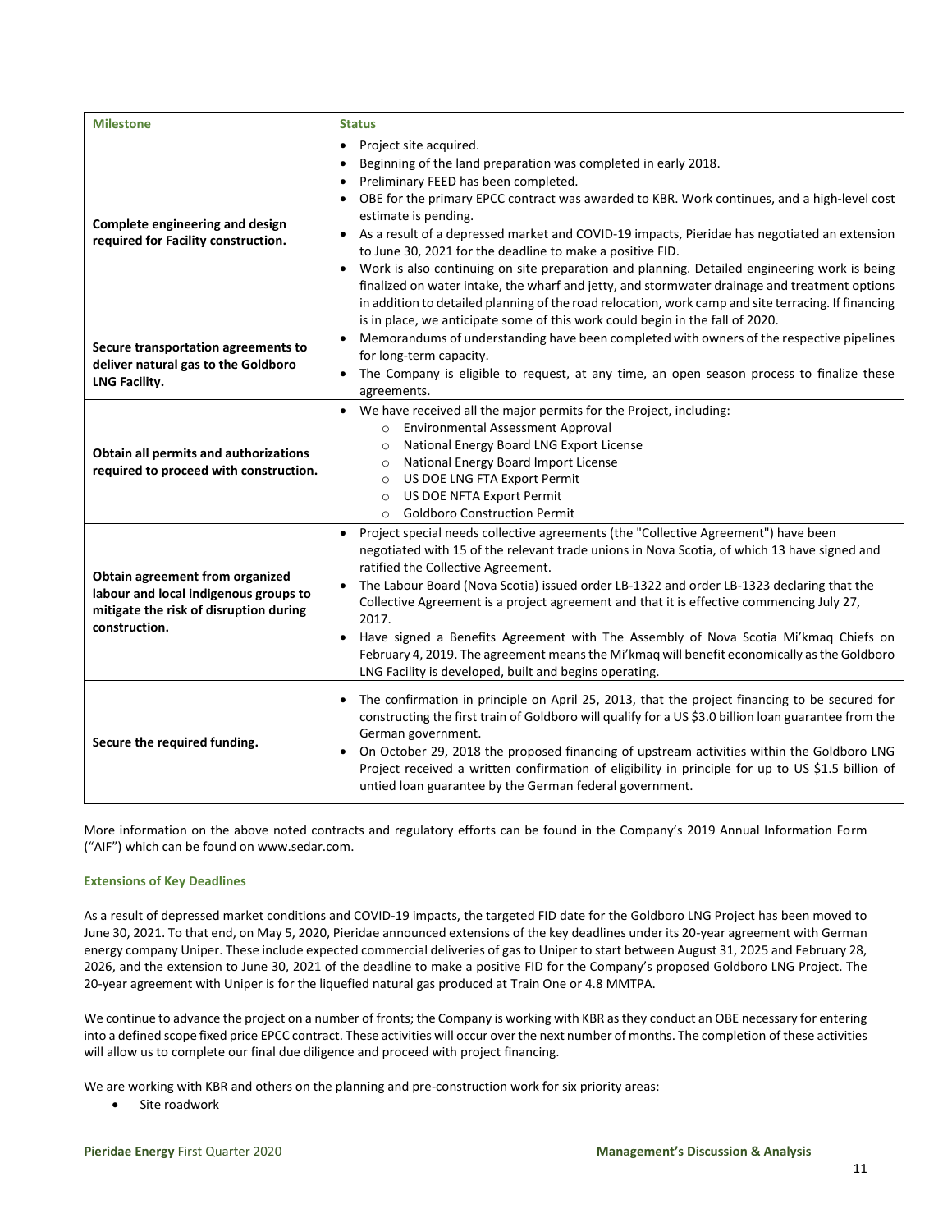| Milestone | Status |
|---|---|
| **Complete engineering and design required for Facility construction.** | • Project site acquired.<br>• Beginning of the land preparation was completed in early 2018.<br>• Preliminary FEED has been completed.<br>• OBE for the primary EPCC contract was awarded to KBR. Work continues, and a high-level cost estimate is pending.<br>• As a result of a depressed market and COVID-19 impacts, Pieridae has negotiated an extension to June 30, 2021 for the deadline to make a positive FID.<br>• Work is also continuing on site preparation and planning. Detailed engineering work is being finalized on water intake, the wharf and jetty, and stormwater drainage and treatment options in addition to detailed planning of the road relocation, work camp and site terracing. If financing is in place, we anticipate some of this work could begin in the fall of 2020. |
| **Secure transportation agreements to deliver natural gas to the Goldboro LNG Facility.** | • Memorandums of understanding have been completed with owners of the respective pipelines for long-term capacity.<br>• The Company is eligible to request, at any time, an open season process to finalize these agreements. |
| **Obtain all permits and authorizations required to proceed with construction.** | • We have received all the major permits for the Project, including:<br>  ○ Environmental Assessment Approval<br>  ○ National Energy Board LNG Export License<br>  ○ National Energy Board Import License<br>  ○ US DOE LNG FTA Export Permit<br>  ○ US DOE NFTA Export Permit<br>  ○ Goldboro Construction Permit |
| **Obtain agreement from organized labour and local indigenous groups to mitigate the risk of disruption during construction.** | • Project special needs collective agreements (the "Collective Agreement") have been negotiated with 15 of the relevant trade unions in Nova Scotia, of which 13 have signed and ratified the Collective Agreement.<br>• The Labour Board (Nova Scotia) issued order LB-1322 and order LB-1323 declaring that the Collective Agreement is a project agreement and that it is effective commencing July 27, 2017.<br>• Have signed a Benefits Agreement with The Assembly of Nova Scotia Mi'kmaq Chiefs on February 4, 2019. The agreement means the Mi'kmaq will benefit economically as the Goldboro LNG Facility is developed, built and begins operating. |
| **Secure the required funding.** | • The confirmation in principle on April 25, 2013, that the project financing to be secured for constructing the first train of Goldboro will qualify for a US $3.0 billion loan guarantee from the German government.<br>• On October 29, 2018 the proposed financing of upstream activities within the Goldboro LNG Project received a written confirmation of eligibility in principle for up to US $1.5 billion of untied loan guarantee by the German federal government. |

More information on the above noted contracts and regulatory efforts can be found in the Company's 2019 Annual Information Form ("AIF") which can be found on www.sedar.com.

### Extensions of Key Deadlines

As a result of depressed market conditions and COVID-19 impacts, the targeted FID date for the Goldboro LNG Project has been moved to June 30, 2021. To that end, on May 5, 2020, Pieridae announced extensions of the key deadlines under its 20-year agreement with German energy company Uniper. These include expected commercial deliveries of gas to Uniper to start between August 31, 2025 and February 28, 2026, and the extension to June 30, 2021 of the deadline to make a positive FID for the Company's proposed Goldboro LNG Project. The 20-year agreement with Uniper is for the liquefied natural gas produced at Train One or 4.8 MMTPA.

We continue to advance the project on a number of fronts; the Company is working with KBR as they conduct an OBE necessary for entering into a defined scope fixed price EPCC contract. These activities will occur over the next number of months. The completion of these activities will allow us to complete our final due diligence and proceed with project financing.

We are working with KBR and others on the planning and pre-construction work for six priority areas:

- Site roadwork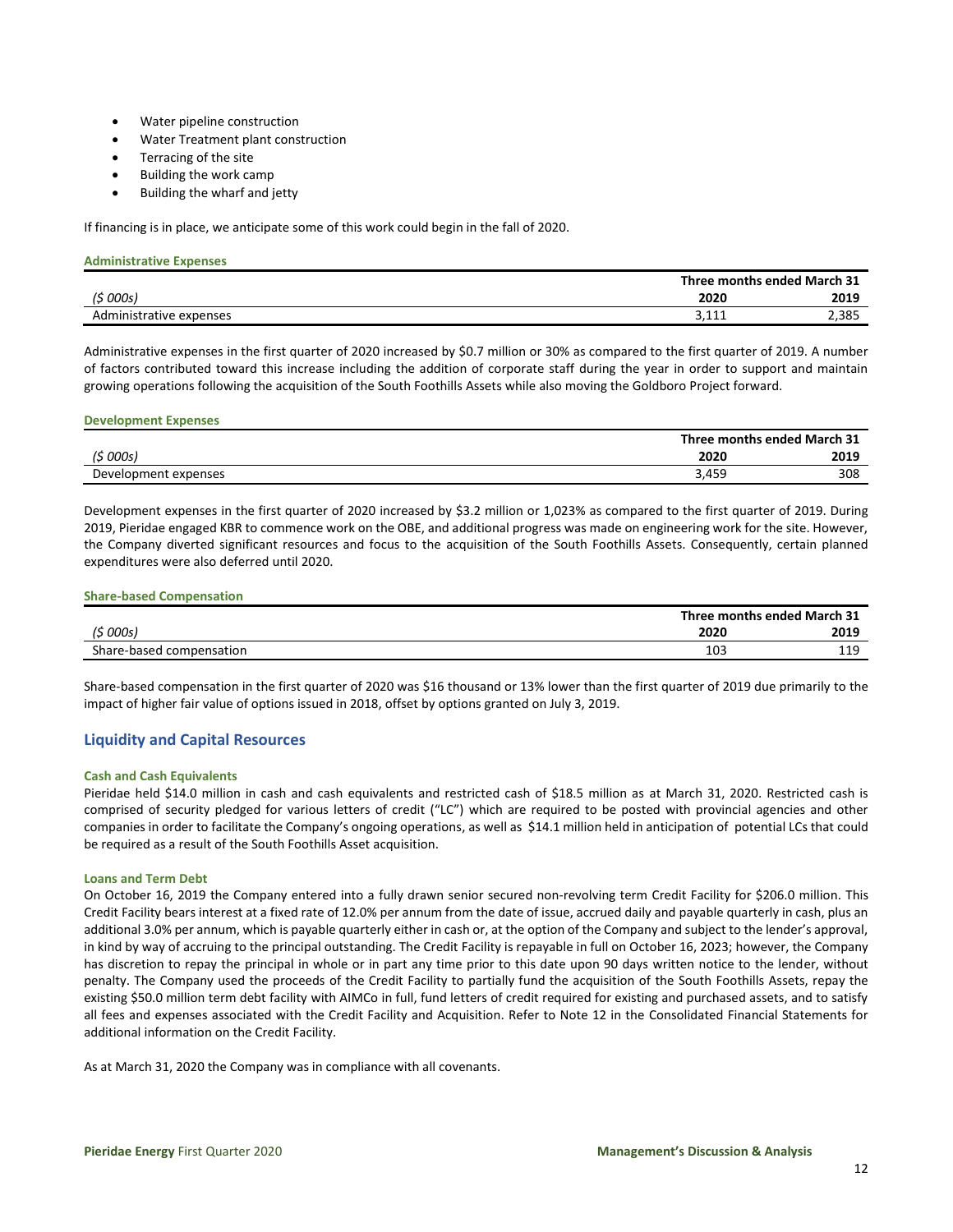- Water pipeline construction
- Water Treatment plant construction
- Terracing of the site
- Building the work camp
- Building the wharf and jetty

If financing is in place, we anticipate some of this work could begin in the fall of 2020.

### Administrative Expenses

| | Three months ended March 31 | |
|---|---|---|
| *($ 000s)* | **2020** | **2019** |
| Administrative expenses | 3,111 | 2,385 |

Administrative expenses in the first quarter of 2020 increased by $0.7 million or 30% as compared to the first quarter of 2019. A number of factors contributed toward this increase including the addition of corporate staff during the year in order to support and maintain growing operations following the acquisition of the South Foothills Assets while also moving the Goldboro Project forward.

### Development Expenses

| | Three months ended March 31 | |
|---|---|---|
| *($ 000s)* | **2020** | **2019** |
| Development expenses | 3,459 | 308 |

Development expenses in the first quarter of 2020 increased by $3.2 million or 1,023% as compared to the first quarter of 2019. During 2019, Pieridae engaged KBR to commence work on the OBE, and additional progress was made on engineering work for the site. However, the Company diverted significant resources and focus to the acquisition of the South Foothills Assets. Consequently, certain planned expenditures were also deferred until 2020.

### Share-based Compensation

| | Three months ended March 31 | |
|---|---|---|
| *($ 000s)* | **2020** | **2019** |
| Share-based compensation | 103 | 119 |

Share-based compensation in the first quarter of 2020 was $16 thousand or 13% lower than the first quarter of 2019 due primarily to the impact of higher fair value of options issued in 2018, offset by options granted on July 3, 2019.

## Liquidity and Capital Resources

### Cash and Cash Equivalents

Pieridae held $14.0 million in cash and cash equivalents and restricted cash of $18.5 million as at March 31, 2020. Restricted cash is comprised of security pledged for various letters of credit ("LC") which are required to be posted with provincial agencies and other companies in order to facilitate the Company's ongoing operations, as well as $14.1 million held in anticipation of potential LCs that could be required as a result of the South Foothills Asset acquisition.

### Loans and Term Debt

On October 16, 2019 the Company entered into a fully drawn senior secured non-revolving term Credit Facility for $206.0 million. This Credit Facility bears interest at a fixed rate of 12.0% per annum from the date of issue, accrued daily and payable quarterly in cash, plus an additional 3.0% per annum, which is payable quarterly either in cash or, at the option of the Company and subject to the lender's approval, in kind by way of accruing to the principal outstanding. The Credit Facility is repayable in full on October 16, 2023; however, the Company has discretion to repay the principal in whole or in part any time prior to this date upon 90 days written notice to the lender, without penalty. The Company used the proceeds of the Credit Facility to partially fund the acquisition of the South Foothills Assets, repay the existing $50.0 million term debt facility with AIMCo in full, fund letters of credit required for existing and purchased assets, and to satisfy all fees and expenses associated with the Credit Facility and Acquisition. Refer to Note 12 in the Consolidated Financial Statements for additional information on the Credit Facility.

As at March 31, 2020 the Company was in compliance with all covenants.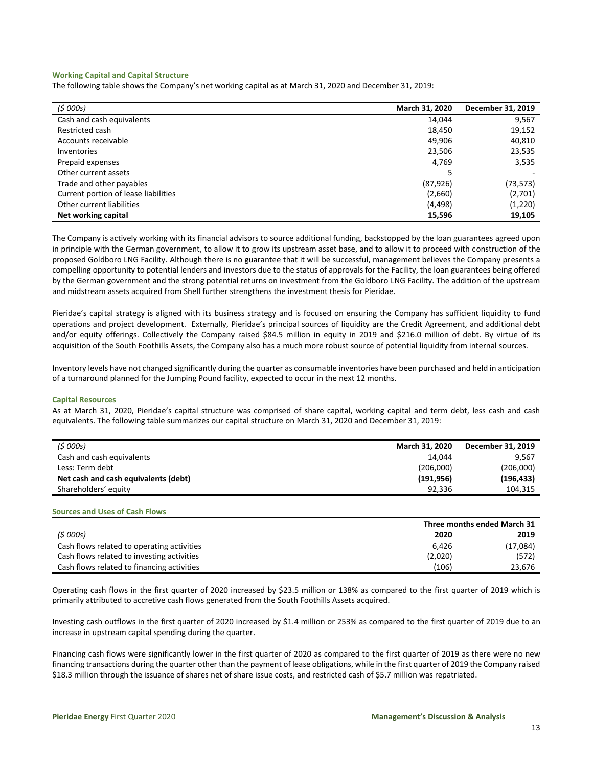### Working Capital and Capital Structure

The following table shows the Company's net working capital as at March 31, 2020 and December 31, 2019:

| *($ 000s)* | March 31, 2020 | December 31, 2019 |
|---|---|---|
| Cash and cash equivalents | 14,044 | 9,567 |
| Restricted cash | 18,450 | 19,152 |
| Accounts receivable | 49,906 | 40,810 |
| Inventories | 23,506 | 23,535 |
| Prepaid expenses | 4,769 | 3,535 |
| Other current assets | 5 | - |
| Trade and other payables | (87,926) | (73,573) |
| Current portion of lease liabilities | (2,660) | (2,701) |
| Other current liabilities | (4,498) | (1,220) |
| **Net working capital** | **15,596** | **19,105** |

The Company is actively working with its financial advisors to source additional funding, backstopped by the loan guarantees agreed upon in principle with the German government, to allow it to grow its upstream asset base, and to allow it to proceed with construction of the proposed Goldboro LNG Facility. Although there is no guarantee that it will be successful, management believes the Company presents a compelling opportunity to potential lenders and investors due to the status of approvals for the Facility, the loan guarantees being offered by the German government and the strong potential returns on investment from the Goldboro LNG Facility. The addition of the upstream and midstream assets acquired from Shell further strengthens the investment thesis for Pieridae.

Pieridae's capital strategy is aligned with its business strategy and is focused on ensuring the Company has sufficient liquidity to fund operations and project development. Externally, Pieridae's principal sources of liquidity are the Credit Agreement, and additional debt and/or equity offerings. Collectively the Company raised $84.5 million in equity in 2019 and $216.0 million of debt. By virtue of its acquisition of the South Foothills Assets, the Company also has a much more robust source of potential liquidity from internal sources.

Inventory levels have not changed significantly during the quarter as consumable inventories have been purchased and held in anticipation of a turnaround planned for the Jumping Pound facility, expected to occur in the next 12 months.

### Capital Resources

As at March 31, 2020, Pieridae's capital structure was comprised of share capital, working capital and term debt, less cash and cash equivalents. The following table summarizes our capital structure on March 31, 2020 and December 31, 2019:

| *($ 000s)* | March 31, 2020 | December 31, 2019 |
|---|---|---|
| Cash and cash equivalents | 14,044 | 9,567 |
| Less: Term debt | (206,000) | (206,000) |
| **Net cash and cash equivalents (debt)** | **(191,956)** | **(196,433)** |
| Shareholders' equity | 92,336 | 104,315 |

### Sources and Uses of Cash Flows

| | Three months ended March 31 | |
|---|---|---|
| *($ 000s)* | 2020 | 2019 |
| Cash flows related to operating activities | 6,426 | (17,084) |
| Cash flows related to investing activities | (2,020) | (572) |
| Cash flows related to financing activities | (106) | 23,676 |

Operating cash flows in the first quarter of 2020 increased by $23.5 million or 138% as compared to the first quarter of 2019 which is primarily attributed to accretive cash flows generated from the South Foothills Assets acquired.

Investing cash outflows in the first quarter of 2020 increased by $1.4 million or 253% as compared to the first quarter of 2019 due to an increase in upstream capital spending during the quarter.

Financing cash flows were significantly lower in the first quarter of 2020 as compared to the first quarter of 2019 as there were no new financing transactions during the quarter other than the payment of lease obligations, while in the first quarter of 2019 the Company raised $18.3 million through the issuance of shares net of share issue costs, and restricted cash of $5.7 million was repatriated.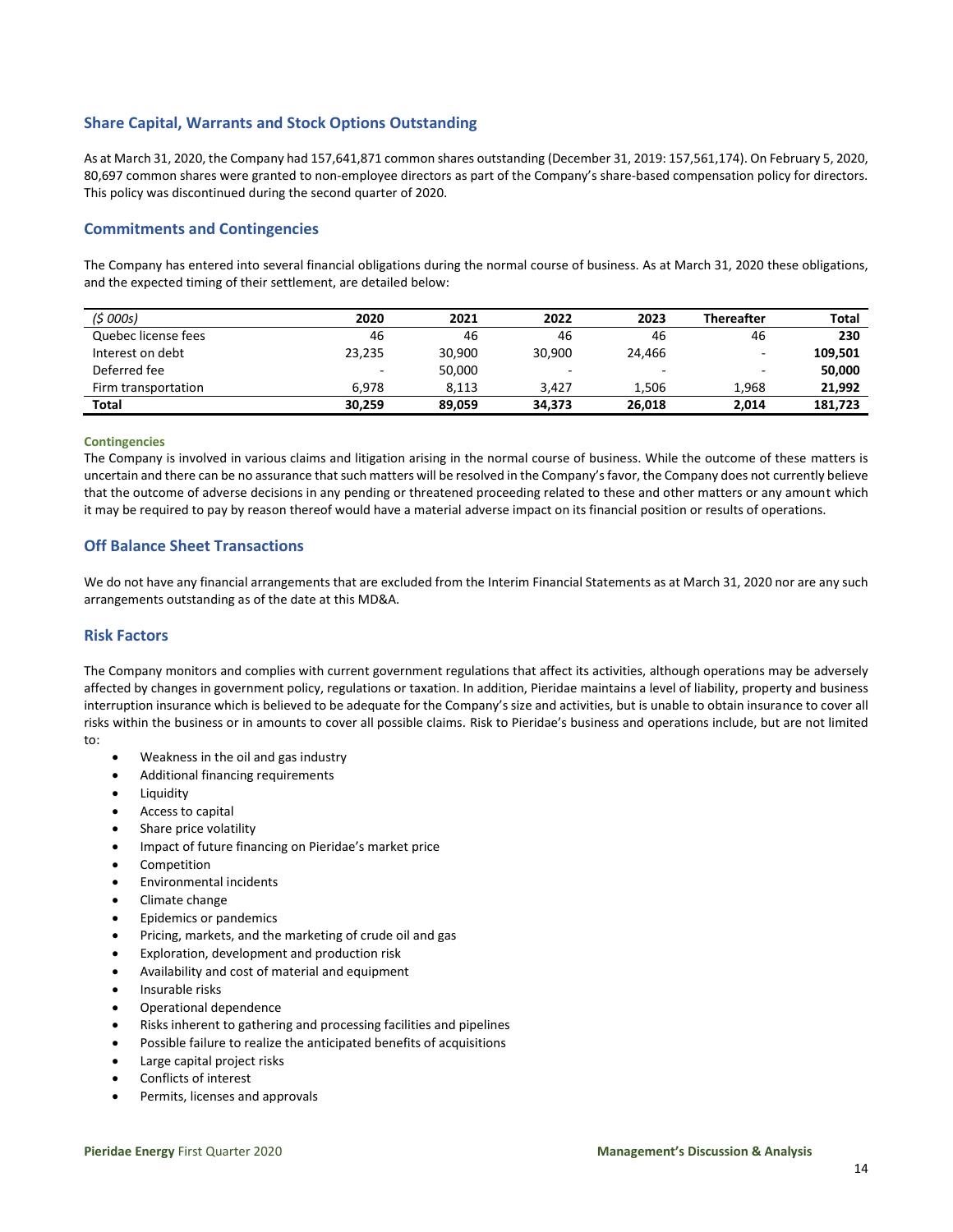## Share Capital, Warrants and Stock Options Outstanding

As at March 31, 2020, the Company had 157,641,871 common shares outstanding (December 31, 2019: 157,561,174). On February 5, 2020, 80,697 common shares were granted to non-employee directors as part of the Company's share-based compensation policy for directors. This policy was discontinued during the second quarter of 2020.

## Commitments and Contingencies

The Company has entered into several financial obligations during the normal course of business. As at March 31, 2020 these obligations, and the expected timing of their settlement, are detailed below:

| *($ 000s)* | 2020 | 2021 | 2022 | 2023 | Thereafter | Total |
|---|---|---|---|---|---|---|
| Quebec license fees | 46 | 46 | 46 | 46 | 46 | **230** |
| Interest on debt | 23,235 | 30,900 | 30,900 | 24,466 | - | **109,501** |
| Deferred fee | - | 50,000 | - | - | - | **50,000** |
| Firm transportation | 6,978 | 8,113 | 3,427 | 1,506 | 1,968 | **21,992** |
| **Total** | **30,259** | **89,059** | **34,373** | **26,018** | **2,014** | **181,723** |

#### Contingencies

The Company is involved in various claims and litigation arising in the normal course of business. While the outcome of these matters is uncertain and there can be no assurance that such matters will be resolved in the Company's favor, the Company does not currently believe that the outcome of adverse decisions in any pending or threatened proceeding related to these and other matters or any amount which it may be required to pay by reason thereof would have a material adverse impact on its financial position or results of operations.

## Off Balance Sheet Transactions

We do not have any financial arrangements that are excluded from the Interim Financial Statements as at March 31, 2020 nor are any such arrangements outstanding as of the date at this MD&A.

## Risk Factors

The Company monitors and complies with current government regulations that affect its activities, although operations may be adversely affected by changes in government policy, regulations or taxation. In addition, Pieridae maintains a level of liability, property and business interruption insurance which is believed to be adequate for the Company's size and activities, but is unable to obtain insurance to cover all risks within the business or in amounts to cover all possible claims. Risk to Pieridae's business and operations include, but are not limited to:

- Weakness in the oil and gas industry
- Additional financing requirements
- Liquidity
- Access to capital
- Share price volatility
- Impact of future financing on Pieridae's market price
- Competition
- Environmental incidents
- Climate change
- Epidemics or pandemics
- Pricing, markets, and the marketing of crude oil and gas
- Exploration, development and production risk
- Availability and cost of material and equipment
- Insurable risks
- Operational dependence
- Risks inherent to gathering and processing facilities and pipelines
- Possible failure to realize the anticipated benefits of acquisitions
- Large capital project risks
- Conflicts of interest
- Permits, licenses and approvals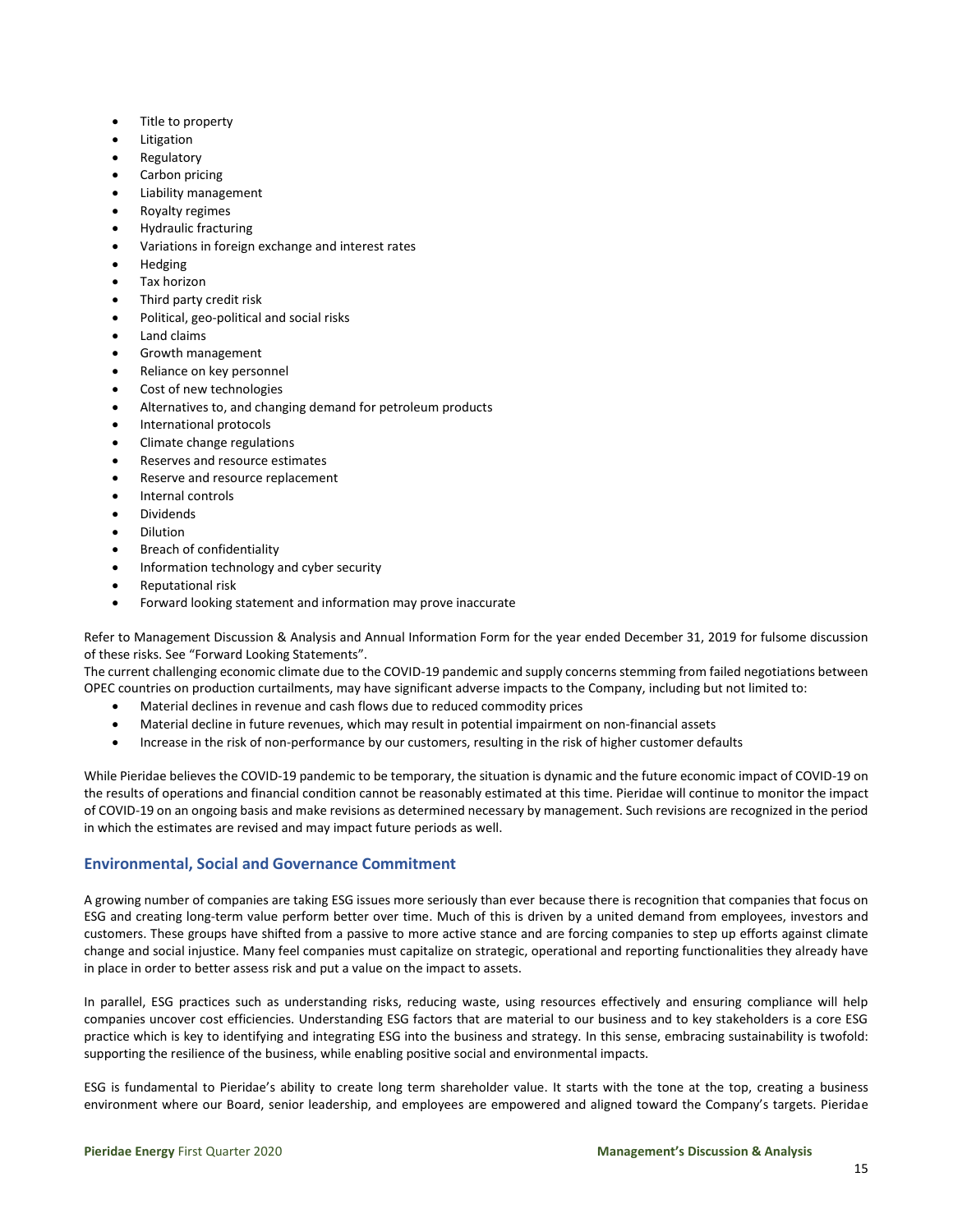- Title to property
- Litigation
- Regulatory
- Carbon pricing
- Liability management
- Royalty regimes
- Hydraulic fracturing
- Variations in foreign exchange and interest rates
- Hedging
- Tax horizon
- Third party credit risk
- Political, geo-political and social risks
- Land claims
- Growth management
- Reliance on key personnel
- Cost of new technologies
- Alternatives to, and changing demand for petroleum products
- International protocols
- Climate change regulations
- Reserves and resource estimates
- Reserve and resource replacement
- Internal controls
- Dividends
- Dilution
- Breach of confidentiality
- Information technology and cyber security
- Reputational risk
- Forward looking statement and information may prove inaccurate

Refer to Management Discussion & Analysis and Annual Information Form for the year ended December 31, 2019 for fulsome discussion of these risks. See "Forward Looking Statements".

The current challenging economic climate due to the COVID-19 pandemic and supply concerns stemming from failed negotiations between OPEC countries on production curtailments, may have significant adverse impacts to the Company, including but not limited to:

- Material declines in revenue and cash flows due to reduced commodity prices
- Material decline in future revenues, which may result in potential impairment on non-financial assets
- Increase in the risk of non-performance by our customers, resulting in the risk of higher customer defaults

While Pieridae believes the COVID-19 pandemic to be temporary, the situation is dynamic and the future economic impact of COVID-19 on the results of operations and financial condition cannot be reasonably estimated at this time. Pieridae will continue to monitor the impact of COVID-19 on an ongoing basis and make revisions as determined necessary by management. Such revisions are recognized in the period in which the estimates are revised and may impact future periods as well.

## Environmental, Social and Governance Commitment

A growing number of companies are taking ESG issues more seriously than ever because there is recognition that companies that focus on ESG and creating long-term value perform better over time. Much of this is driven by a united demand from employees, investors and customers. These groups have shifted from a passive to more active stance and are forcing companies to step up efforts against climate change and social injustice. Many feel companies must capitalize on strategic, operational and reporting functionalities they already have in place in order to better assess risk and put a value on the impact to assets.

In parallel, ESG practices such as understanding risks, reducing waste, using resources effectively and ensuring compliance will help companies uncover cost efficiencies. Understanding ESG factors that are material to our business and to key stakeholders is a core ESG practice which is key to identifying and integrating ESG into the business and strategy. In this sense, embracing sustainability is twofold: supporting the resilience of the business, while enabling positive social and environmental impacts.

ESG is fundamental to Pieridae's ability to create long term shareholder value. It starts with the tone at the top, creating a business environment where our Board, senior leadership, and employees are empowered and aligned toward the Company's targets. Pieridae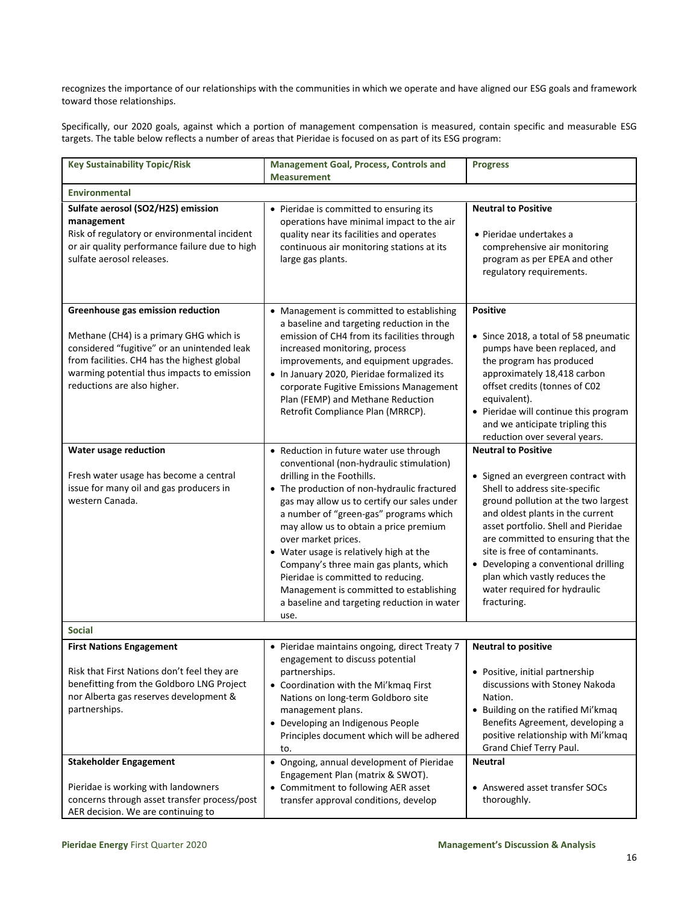recognizes the importance of our relationships with the communities in which we operate and have aligned our ESG goals and framework toward those relationships.

Specifically, our 2020 goals, against which a portion of management compensation is measured, contain specific and measurable ESG targets. The table below reflects a number of areas that Pieridae is focused on as part of its ESG program:

| Key Sustainability Topic/Risk | Management Goal, Process, Controls and Measurement | Progress |
|---|---|---|
| **Environmental** | | |
| **Sulfate aerosol ($SO_2$/$H_2S$) emission management**<br>Risk of regulatory or environmental incident or air quality performance failure due to high sulfate aerosol releases. | • Pieridae is committed to ensuring its operations have minimal impact to the air quality near its facilities and operates continuous air monitoring stations at its large gas plants. | **Neutral to Positive**<br>• Pieridae undertakes a comprehensive air monitoring program as per EPEA and other regulatory requirements. |
| **Greenhouse gas emission reduction**<br>Methane ($CH_4$) is a primary GHG which is considered "fugitive" or an unintended leak from facilities. $CH_4$ has the highest global warming potential thus impacts to emission reductions are also higher. | • Management is committed to establishing a baseline and targeting reduction in the emission of $CH_4$ from its facilities through increased monitoring, process improvements, and equipment upgrades.<br>• In January 2020, Pieridae formalized its corporate Fugitive Emissions Management Plan (FEMP) and Methane Reduction Retrofit Compliance Plan (MRRCP). | **Positive**<br>• Since 2018, a total of 58 pneumatic pumps have been replaced, and the program has produced approximately 18,418 carbon offset credits (tonnes of C02 equivalent).<br>• Pieridae will continue this program and we anticipate tripling this reduction over several years. |
| **Water usage reduction**<br>Fresh water usage has become a central issue for many oil and gas producers in western Canada. | • Reduction in future water use through conventional (non-hydraulic stimulation) drilling in the Foothills.<br>• The production of non-hydraulic fractured gas may allow us to certify our sales under a number of "green-gas" programs which may allow us to obtain a price premium over market prices.<br>• Water usage is relatively high at the Company's three main gas plants, which Pieridae is committed to reducing. Management is committed to establishing a baseline and targeting reduction in water use. | **Neutral to Positive**<br>• Signed an evergreen contract with Shell to address site-specific ground pollution at the two largest and oldest plants in the current asset portfolio. Shell and Pieridae are committed to ensuring that the site is free of contaminants.<br>• Developing a conventional drilling plan which vastly reduces the water required for hydraulic fracturing. |
| **Social** | | |
| **First Nations Engagement**<br>Risk that First Nations don't feel they are benefitting from the Goldboro LNG Project nor Alberta gas reserves development & partnerships. | • Pieridae maintains ongoing, direct Treaty 7 engagement to discuss potential partnerships.<br>• Coordination with the Mi'kmaq First Nations on long-term Goldboro site management plans.<br>• Developing an Indigenous People Principles document which will be adhered to. | **Neutral to positive**<br>• Positive, initial partnership discussions with Stoney Nakoda Nation.<br>• Building on the ratified Mi'kmaq Benefits Agreement, developing a positive relationship with Mi'kmaq Grand Chief Terry Paul. |
| **Stakeholder Engagement**<br>Pieridae is working with landowners concerns through asset transfer process/post AER decision. We are continuing to | • Ongoing, annual development of Pieridae Engagement Plan (matrix & SWOT).<br>• Commitment to following AER asset transfer approval conditions, develop | **Neutral**<br>• Answered asset transfer SOCs thoroughly. |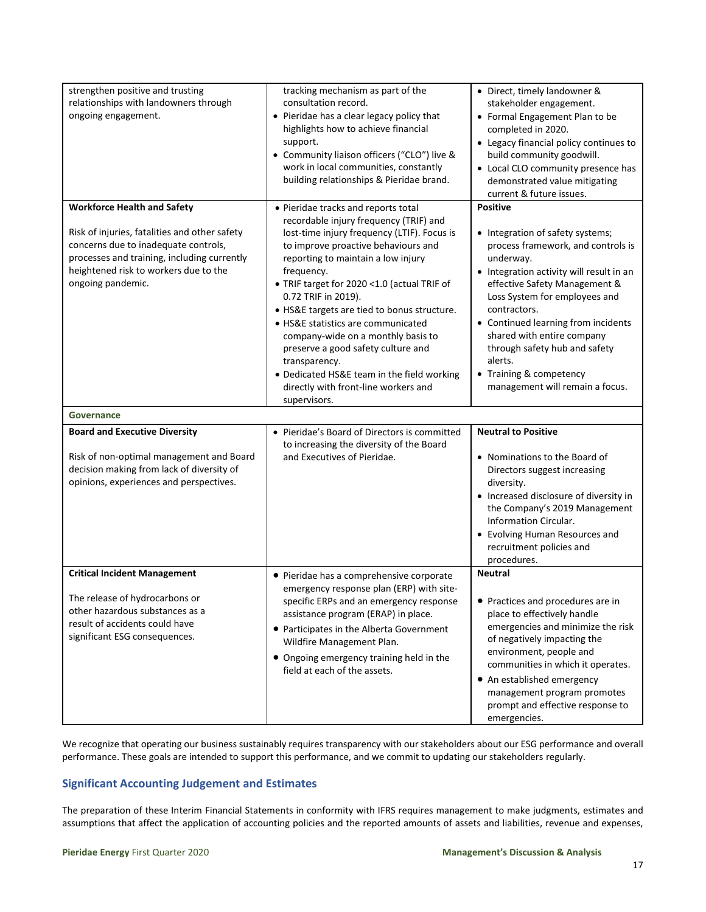| | | |
|---|---|---|
| strengthen positive and trusting relationships with landowners through ongoing engagement. | tracking mechanism as part of the consultation record.<br>• Pieridae has a clear legacy policy that highlights how to achieve financial support.<br>• Community liaison officers ("CLO") live & work in local communities, constantly building relationships & Pieridae brand. | • Direct, timely landowner & stakeholder engagement.<br>• Formal Engagement Plan to be completed in 2020.<br>• Legacy financial policy continues to build community goodwill.<br>• Local CLO community presence has demonstrated value mitigating current & future issues. |
| **Workforce Health and Safety**<br><br>Risk of injuries, fatalities and other safety concerns due to inadequate controls, processes and training, including currently heightened risk to workers due to the ongoing pandemic. | • Pieridae tracks and reports total recordable injury frequency (TRIF) and lost-time injury frequency (LTIF). Focus is to improve proactive behaviours and reporting to maintain a low injury frequency.<br>• TRIF target for 2020 <1.0 (actual TRIF of 0.72 TRIF in 2019).<br>• HS&E targets are tied to bonus structure.<br>• HS&E statistics are communicated company-wide on a monthly basis to preserve a good safety culture and transparency.<br>• Dedicated HS&E team in the field working directly with front-line workers and supervisors. | **Positive**<br><br>• Integration of safety systems; process framework, and controls is underway.<br>• Integration activity will result in an effective Safety Management & Loss System for employees and contractors.<br>• Continued learning from incidents shared with entire company through safety hub and safety alerts.<br>• Training & competency management will remain a focus. |
| **Governance** | | |
| **Board and Executive Diversity**<br><br>Risk of non-optimal management and Board decision making from lack of diversity of opinions, experiences and perspectives. | • Pieridae's Board of Directors is committed to increasing the diversity of the Board and Executives of Pieridae. | **Neutral to Positive**<br><br>• Nominations to the Board of Directors suggest increasing diversity.<br>• Increased disclosure of diversity in the Company's 2019 Management Information Circular.<br>• Evolving Human Resources and recruitment policies and procedures. |
| **Critical Incident Management**<br><br>The release of hydrocarbons or other hazardous substances as a result of accidents could have significant ESG consequences. | • Pieridae has a comprehensive corporate emergency response plan (ERP) with site-specific ERPs and an emergency response assistance program (ERAP) in place.<br>• Participates in the Alberta Government Wildfire Management Plan.<br>• Ongoing emergency training held in the field at each of the assets. | **Neutral**<br><br>• Practices and procedures are in place to effectively handle emergencies and minimize the risk of negatively impacting the environment, people and communities in which it operates.<br>• An established emergency management program promotes prompt and effective response to emergencies. |

We recognize that operating our business sustainably requires transparency with our stakeholders about our ESG performance and overall performance. These goals are intended to support this performance, and we commit to updating our stakeholders regularly.

## Significant Accounting Judgement and Estimates

The preparation of these Interim Financial Statements in conformity with IFRS requires management to make judgments, estimates and assumptions that affect the application of accounting policies and the reported amounts of assets and liabilities, revenue and expenses,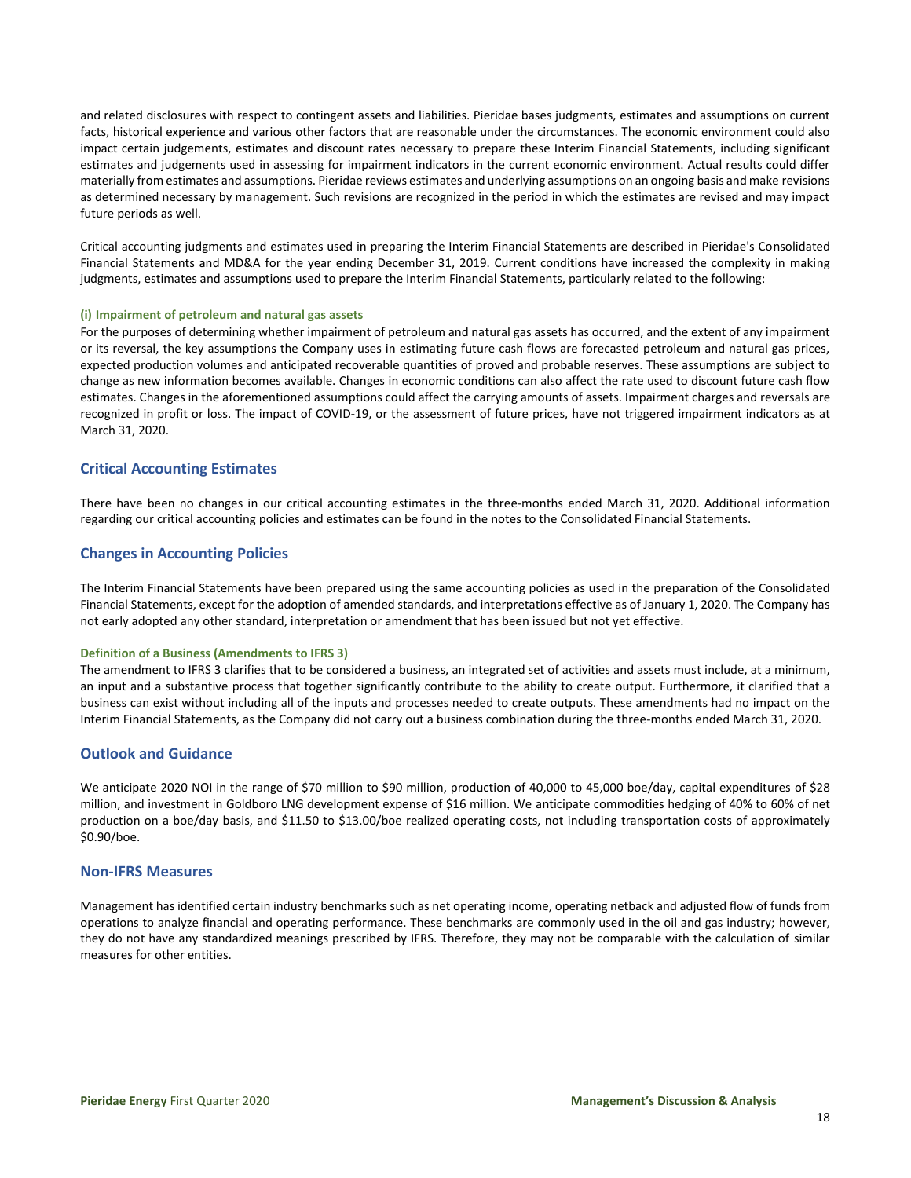and related disclosures with respect to contingent assets and liabilities. Pieridae bases judgments, estimates and assumptions on current facts, historical experience and various other factors that are reasonable under the circumstances. The economic environment could also impact certain judgements, estimates and discount rates necessary to prepare these Interim Financial Statements, including significant estimates and judgements used in assessing for impairment indicators in the current economic environment. Actual results could differ materially from estimates and assumptions. Pieridae reviews estimates and underlying assumptions on an ongoing basis and make revisions as determined necessary by management. Such revisions are recognized in the period in which the estimates are revised and may impact future periods as well.

Critical accounting judgments and estimates used in preparing the Interim Financial Statements are described in Pieridae's Consolidated Financial Statements and MD&A for the year ending December 31, 2019. Current conditions have increased the complexity in making judgments, estimates and assumptions used to prepare the Interim Financial Statements, particularly related to the following:

#### (i) Impairment of petroleum and natural gas assets

For the purposes of determining whether impairment of petroleum and natural gas assets has occurred, and the extent of any impairment or its reversal, the key assumptions the Company uses in estimating future cash flows are forecasted petroleum and natural gas prices, expected production volumes and anticipated recoverable quantities of proved and probable reserves. These assumptions are subject to change as new information becomes available. Changes in economic conditions can also affect the rate used to discount future cash flow estimates. Changes in the aforementioned assumptions could affect the carrying amounts of assets. Impairment charges and reversals are recognized in profit or loss. The impact of COVID-19, or the assessment of future prices, have not triggered impairment indicators as at March 31, 2020.

## Critical Accounting Estimates

There have been no changes in our critical accounting estimates in the three-months ended March 31, 2020. Additional information regarding our critical accounting policies and estimates can be found in the notes to the Consolidated Financial Statements.

## Changes in Accounting Policies

The Interim Financial Statements have been prepared using the same accounting policies as used in the preparation of the Consolidated Financial Statements, except for the adoption of amended standards, and interpretations effective as of January 1, 2020. The Company has not early adopted any other standard, interpretation or amendment that has been issued but not yet effective.

#### Definition of a Business (Amendments to IFRS 3)

The amendment to IFRS 3 clarifies that to be considered a business, an integrated set of activities and assets must include, at a minimum, an input and a substantive process that together significantly contribute to the ability to create output. Furthermore, it clarified that a business can exist without including all of the inputs and processes needed to create outputs. These amendments had no impact on the Interim Financial Statements, as the Company did not carry out a business combination during the three-months ended March 31, 2020.

## Outlook and Guidance

We anticipate 2020 NOI in the range of $70 million to $90 million, production of 40,000 to 45,000 boe/day, capital expenditures of $28 million, and investment in Goldboro LNG development expense of $16 million. We anticipate commodities hedging of 40% to 60% of net production on a boe/day basis, and $11.50 to $13.00/boe realized operating costs, not including transportation costs of approximately $0.90/boe.

## Non-IFRS Measures

Management has identified certain industry benchmarks such as net operating income, operating netback and adjusted flow of funds from operations to analyze financial and operating performance. These benchmarks are commonly used in the oil and gas industry; however, they do not have any standardized meanings prescribed by IFRS. Therefore, they may not be comparable with the calculation of similar measures for other entities.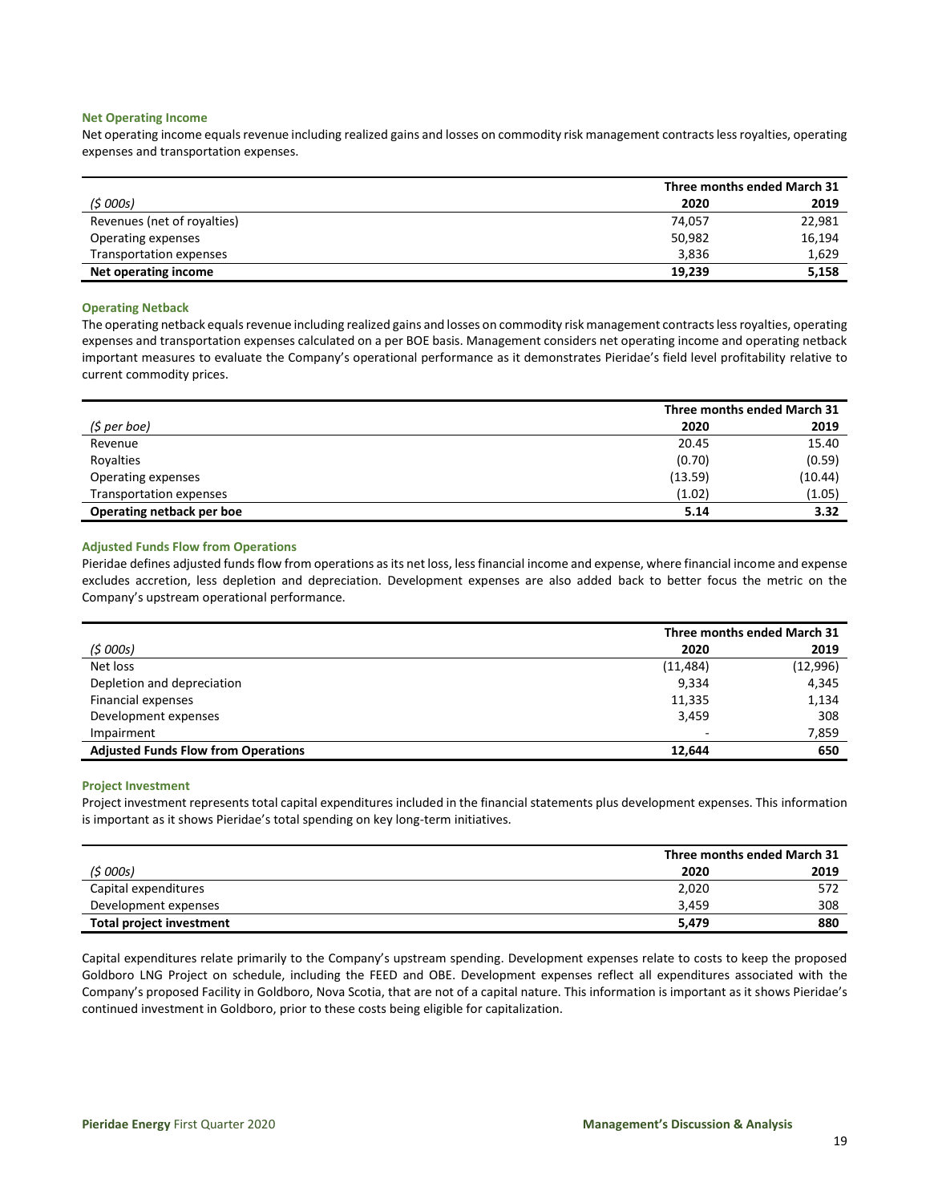### Net Operating Income

Net operating income equals revenue including realized gains and losses on commodity risk management contracts less royalties, operating expenses and transportation expenses.

| | Three months ended March 31 | |
|---|---|---|
| *($ 000s)* | **2020** | **2019** |
| Revenues (net of royalties) | 74,057 | 22,981 |
| Operating expenses | 50,982 | 16,194 |
| Transportation expenses | 3,836 | 1,629 |
| **Net operating income** | **19,239** | **5,158** |

### Operating Netback

The operating netback equals revenue including realized gains and losses on commodity risk management contracts less royalties, operating expenses and transportation expenses calculated on a per BOE basis. Management considers net operating income and operating netback important measures to evaluate the Company's operational performance as it demonstrates Pieridae's field level profitability relative to current commodity prices.

| | Three months ended March 31 | |
|---|---|---|
| *($ per boe)* | **2020** | **2019** |
| Revenue | 20.45 | 15.40 |
| Royalties | (0.70) | (0.59) |
| Operating expenses | (13.59) | (10.44) |
| Transportation expenses | (1.02) | (1.05) |
| **Operating netback per boe** | **5.14** | **3.32** |

### Adjusted Funds Flow from Operations

Pieridae defines adjusted funds flow from operations as its net loss, less financial income and expense, where financial income and expense excludes accretion, less depletion and depreciation. Development expenses are also added back to better focus the metric on the Company's upstream operational performance.

| | Three months ended March 31 | |
|---|---|---|
| *($ 000s)* | **2020** | **2019** |
| Net loss | (11,484) | (12,996) |
| Depletion and depreciation | 9,334 | 4,345 |
| Financial expenses | 11,335 | 1,134 |
| Development expenses | 3,459 | 308 |
| Impairment | - | 7,859 |
| **Adjusted Funds Flow from Operations** | **12,644** | **650** |

### Project Investment

Project investment represents total capital expenditures included in the financial statements plus development expenses. This information is important as it shows Pieridae's total spending on key long-term initiatives.

| | Three months ended March 31 | |
|---|---|---|
| *($ 000s)* | **2020** | **2019** |
| Capital expenditures | 2,020 | 572 |
| Development expenses | 3,459 | 308 |
| **Total project investment** | **5,479** | **880** |

Capital expenditures relate primarily to the Company's upstream spending. Development expenses relate to costs to keep the proposed Goldboro LNG Project on schedule, including the FEED and OBE. Development expenses reflect all expenditures associated with the Company's proposed Facility in Goldboro, Nova Scotia, that are not of a capital nature. This information is important as it shows Pieridae's continued investment in Goldboro, prior to these costs being eligible for capitalization.